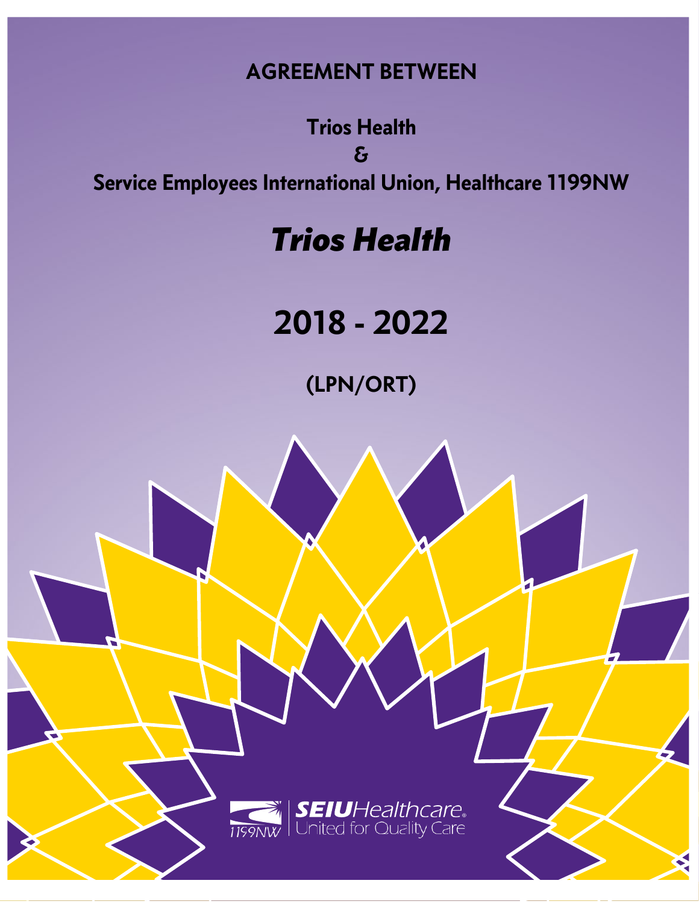# AGREEMENT BETWEEN

## Trios Health
## &
## Service Employees International Union, Healthcare 1199NW

# *Trios Health*

# 2018 - 2022

## (LPN/ORT)

1199NW SEIUHealthcare. United for Quality Care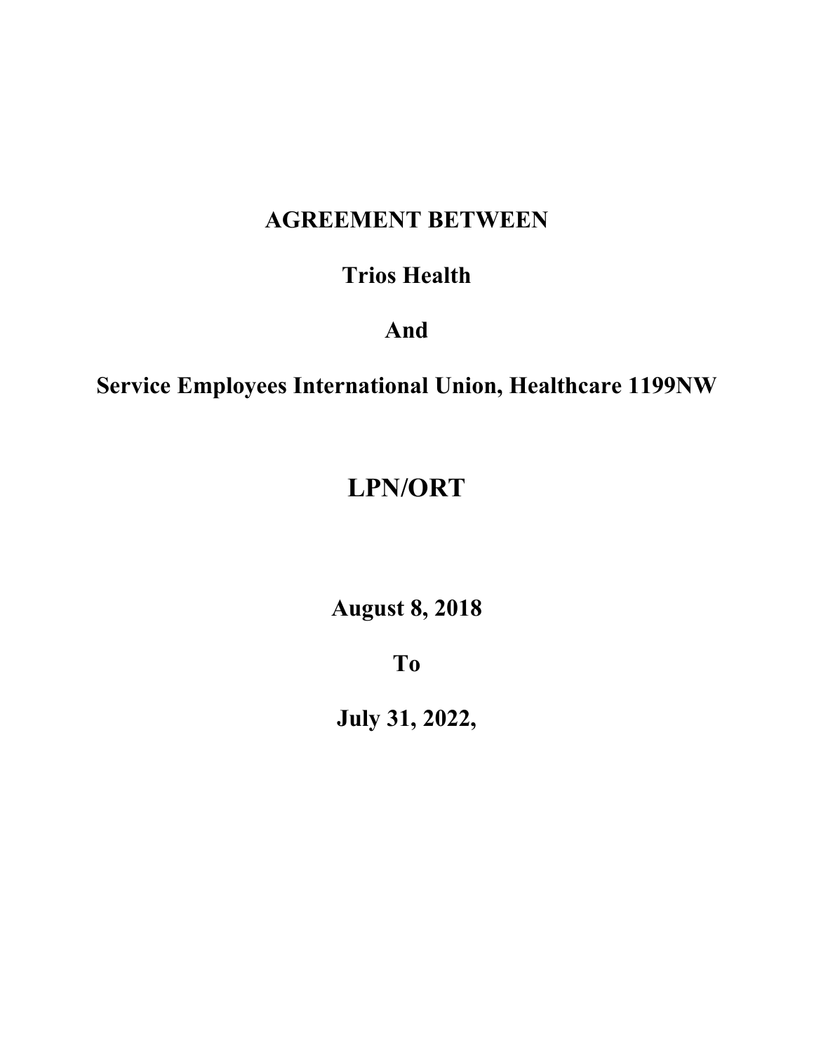# AGREEMENT BETWEEN

# Trios Health

# And

# Service Employees International Union, Healthcare 1199NW

# LPN/ORT

**August 8, 2018**

**To**

**July 31, 2022,**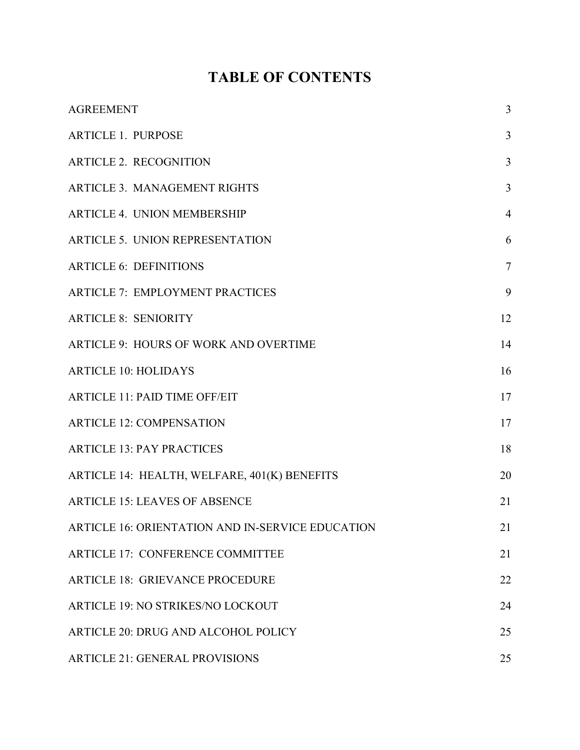# TABLE OF CONTENTS

| | |
|---|---|
| AGREEMENT | 3 |
| ARTICLE 1. PURPOSE | 3 |
| ARTICLE 2. RECOGNITION | 3 |
| ARTICLE 3. MANAGEMENT RIGHTS | 3 |
| ARTICLE 4. UNION MEMBERSHIP | 4 |
| ARTICLE 5. UNION REPRESENTATION | 6 |
| ARTICLE 6: DEFINITIONS | 7 |
| ARTICLE 7: EMPLOYMENT PRACTICES | 9 |
| ARTICLE 8: SENIORITY | 12 |
| ARTICLE 9: HOURS OF WORK AND OVERTIME | 14 |
| ARTICLE 10: HOLIDAYS | 16 |
| ARTICLE 11: PAID TIME OFF/EIT | 17 |
| ARTICLE 12: COMPENSATION | 17 |
| ARTICLE 13: PAY PRACTICES | 18 |
| ARTICLE 14: HEALTH, WELFARE, 401(K) BENEFITS | 20 |
| ARTICLE 15: LEAVES OF ABSENCE | 21 |
| ARTICLE 16: ORIENTATION AND IN-SERVICE EDUCATION | 21 |
| ARTICLE 17: CONFERENCE COMMITTEE | 21 |
| ARTICLE 18: GRIEVANCE PROCEDURE | 22 |
| ARTICLE 19: NO STRIKES/NO LOCKOUT | 24 |
| ARTICLE 20: DRUG AND ALCOHOL POLICY | 25 |
| ARTICLE 21: GENERAL PROVISIONS | 25 |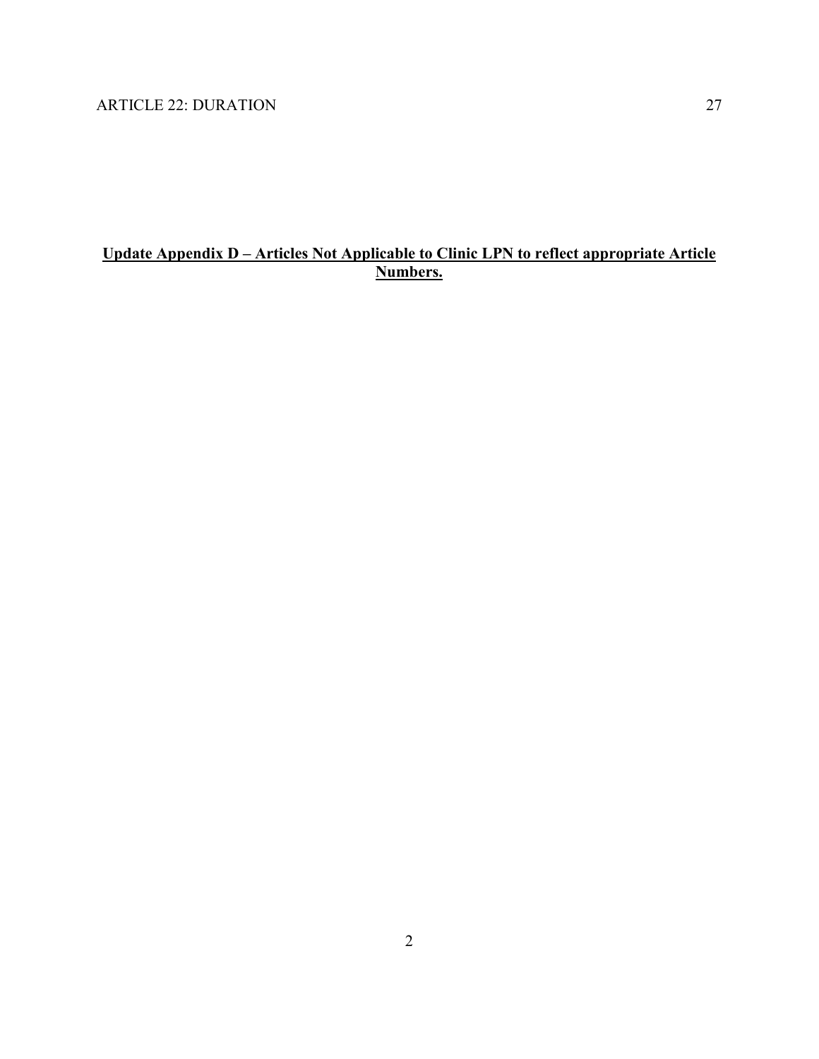ARTICLE 22: DURATION 27

**<u>Update Appendix D – Articles Not Applicable to Clinic LPN to reflect appropriate Article Numbers.</u>**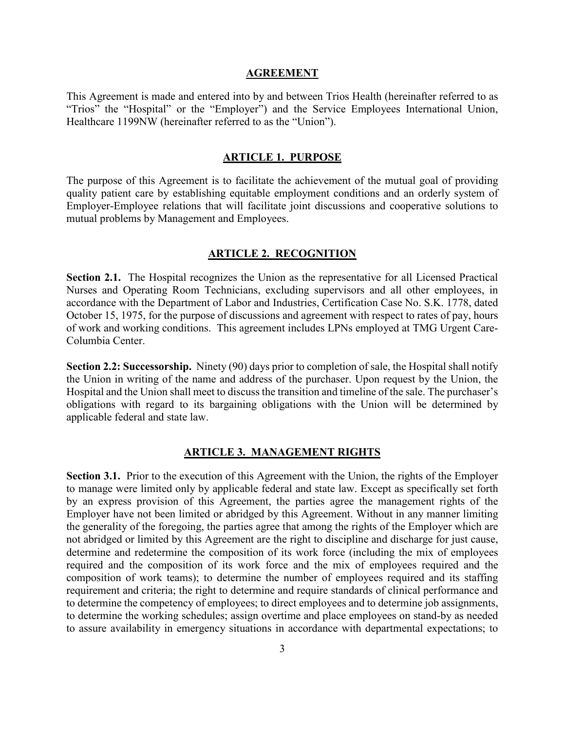## AGREEMENT

This Agreement is made and entered into by and between Trios Health (hereinafter referred to as "Trios" the "Hospital" or the "Employer") and the Service Employees International Union, Healthcare 1199NW (hereinafter referred to as the "Union").

## ARTICLE 1. PURPOSE

The purpose of this Agreement is to facilitate the achievement of the mutual goal of providing quality patient care by establishing equitable employment conditions and an orderly system of Employer-Employee relations that will facilitate joint discussions and cooperative solutions to mutual problems by Management and Employees.

## ARTICLE 2. RECOGNITION

**Section 2.1.** The Hospital recognizes the Union as the representative for all Licensed Practical Nurses and Operating Room Technicians, excluding supervisors and all other employees, in accordance with the Department of Labor and Industries, Certification Case No. S.K. 1778, dated October 15, 1975, for the purpose of discussions and agreement with respect to rates of pay, hours of work and working conditions. This agreement includes LPNs employed at TMG Urgent Care-Columbia Center.

**Section 2.2: Successorship.** Ninety (90) days prior to completion of sale, the Hospital shall notify the Union in writing of the name and address of the purchaser. Upon request by the Union, the Hospital and the Union shall meet to discuss the transition and timeline of the sale. The purchaser's obligations with regard to its bargaining obligations with the Union will be determined by applicable federal and state law.

## ARTICLE 3. MANAGEMENT RIGHTS

**Section 3.1.** Prior to the execution of this Agreement with the Union, the rights of the Employer to manage were limited only by applicable federal and state law. Except as specifically set forth by an express provision of this Agreement, the parties agree the management rights of the Employer have not been limited or abridged by this Agreement. Without in any manner limiting the generality of the foregoing, the parties agree that among the rights of the Employer which are not abridged or limited by this Agreement are the right to discipline and discharge for just cause, determine and redetermine the composition of its work force (including the mix of employees required and the composition of its work force and the mix of employees required and the composition of work teams); to determine the number of employees required and its staffing requirement and criteria; the right to determine and require standards of clinical performance and to determine the competency of employees; to direct employees and to determine job assignments, to determine the working schedules; assign overtime and place employees on stand-by as needed to assure availability in emergency situations in accordance with departmental expectations; to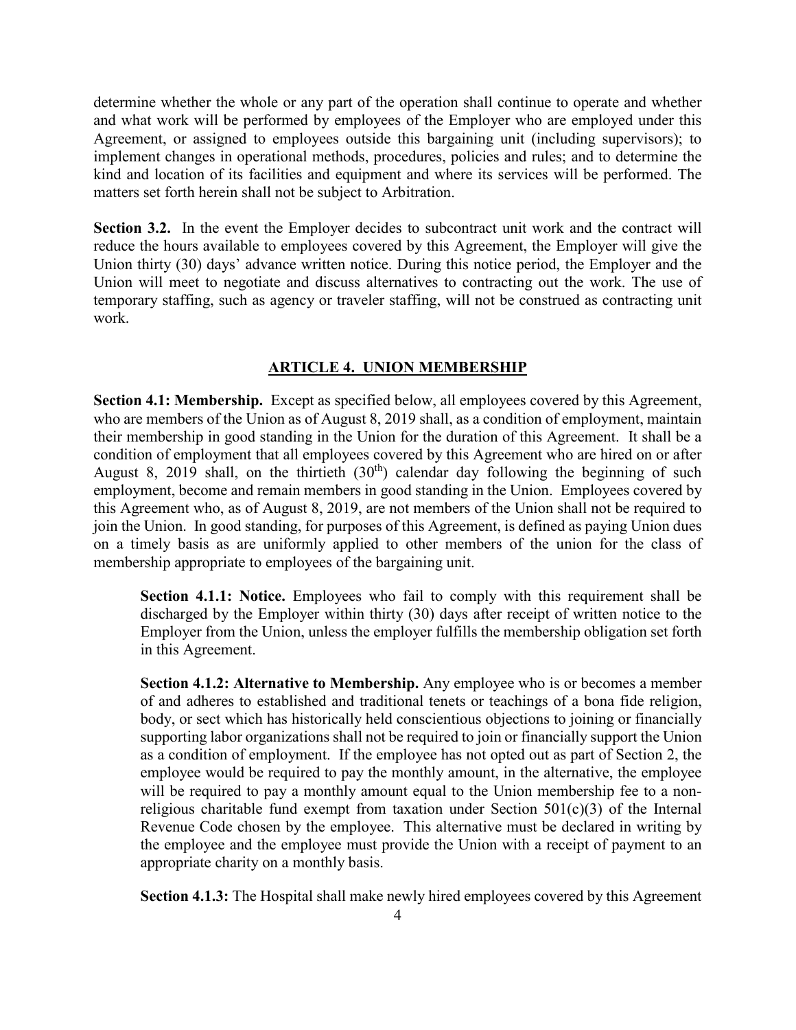determine whether the whole or any part of the operation shall continue to operate and whether and what work will be performed by employees of the Employer who are employed under this Agreement, or assigned to employees outside this bargaining unit (including supervisors); to implement changes in operational methods, procedures, policies and rules; and to determine the kind and location of its facilities and equipment and where its services will be performed. The matters set forth herein shall not be subject to Arbitration.

**Section 3.2.** In the event the Employer decides to subcontract unit work and the contract will reduce the hours available to employees covered by this Agreement, the Employer will give the Union thirty (30) days' advance written notice. During this notice period, the Employer and the Union will meet to negotiate and discuss alternatives to contracting out the work. The use of temporary staffing, such as agency or traveler staffing, will not be construed as contracting unit work.

## ARTICLE 4. UNION MEMBERSHIP

**Section 4.1: Membership.** Except as specified below, all employees covered by this Agreement, who are members of the Union as of August 8, 2019 shall, as a condition of employment, maintain their membership in good standing in the Union for the duration of this Agreement. It shall be a condition of employment that all employees covered by this Agreement who are hired on or after August 8, 2019 shall, on the thirtieth (30th) calendar day following the beginning of such employment, become and remain members in good standing in the Union. Employees covered by this Agreement who, as of August 8, 2019, are not members of the Union shall not be required to join the Union. In good standing, for purposes of this Agreement, is defined as paying Union dues on a timely basis as are uniformly applied to other members of the union for the class of membership appropriate to employees of the bargaining unit.

> **Section 4.1.1: Notice.** Employees who fail to comply with this requirement shall be discharged by the Employer within thirty (30) days after receipt of written notice to the Employer from the Union, unless the employer fulfills the membership obligation set forth in this Agreement.
>
> **Section 4.1.2: Alternative to Membership.** Any employee who is or becomes a member of and adheres to established and traditional tenets or teachings of a bona fide religion, body, or sect which has historically held conscientious objections to joining or financially supporting labor organizations shall not be required to join or financially support the Union as a condition of employment. If the employee has not opted out as part of Section 2, the employee would be required to pay the monthly amount, in the alternative, the employee will be required to pay a monthly amount equal to the Union membership fee to a non-religious charitable fund exempt from taxation under Section 501(c)(3) of the Internal Revenue Code chosen by the employee. This alternative must be declared in writing by the employee and the employee must provide the Union with a receipt of payment to an appropriate charity on a monthly basis.
>
> **Section 4.1.3:** The Hospital shall make newly hired employees covered by this Agreement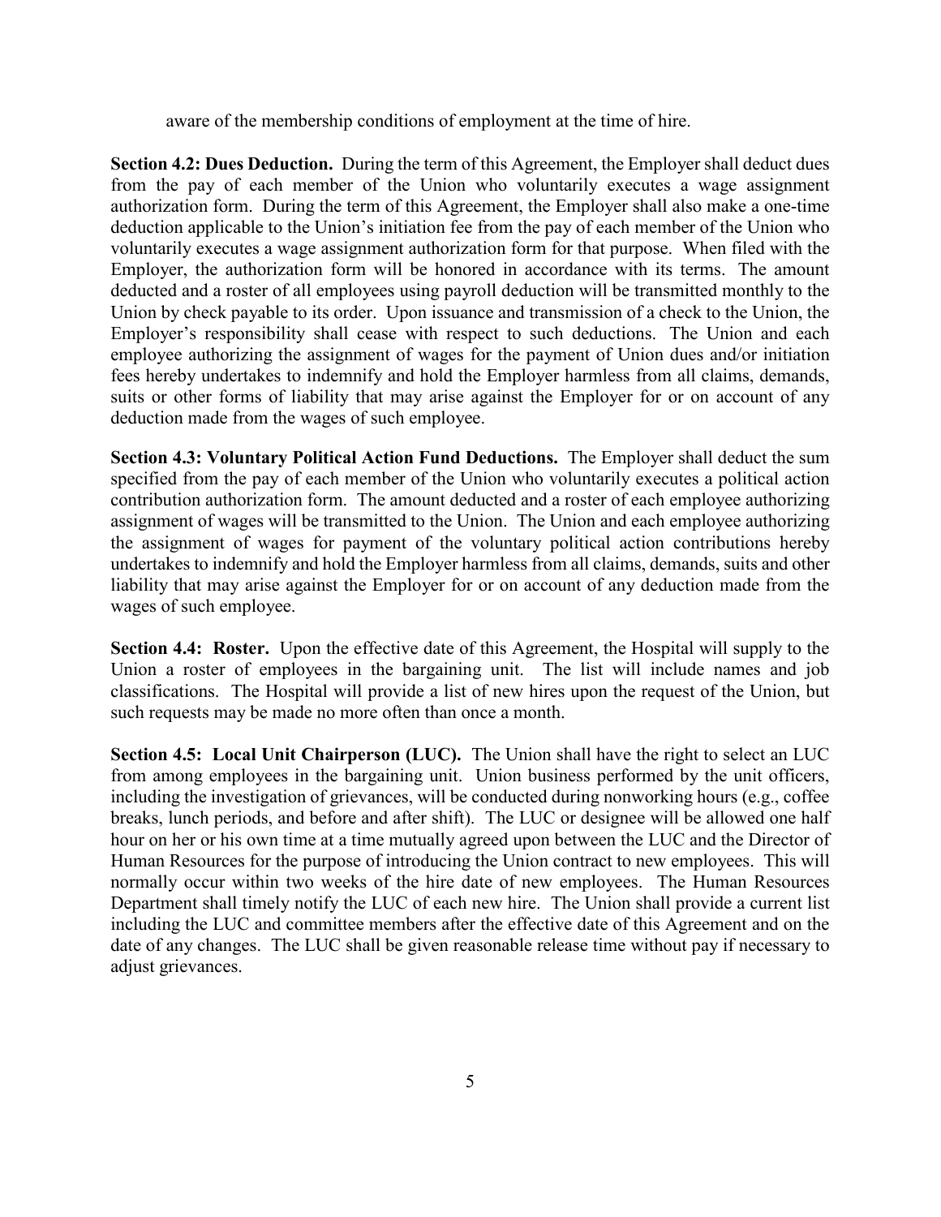aware of the membership conditions of employment at the time of hire.

**Section 4.2: Dues Deduction.** During the term of this Agreement, the Employer shall deduct dues from the pay of each member of the Union who voluntarily executes a wage assignment authorization form. During the term of this Agreement, the Employer shall also make a one-time deduction applicable to the Union's initiation fee from the pay of each member of the Union who voluntarily executes a wage assignment authorization form for that purpose. When filed with the Employer, the authorization form will be honored in accordance with its terms. The amount deducted and a roster of all employees using payroll deduction will be transmitted monthly to the Union by check payable to its order. Upon issuance and transmission of a check to the Union, the Employer's responsibility shall cease with respect to such deductions. The Union and each employee authorizing the assignment of wages for the payment of Union dues and/or initiation fees hereby undertakes to indemnify and hold the Employer harmless from all claims, demands, suits or other forms of liability that may arise against the Employer for or on account of any deduction made from the wages of such employee.

**Section 4.3: Voluntary Political Action Fund Deductions.** The Employer shall deduct the sum specified from the pay of each member of the Union who voluntarily executes a political action contribution authorization form. The amount deducted and a roster of each employee authorizing assignment of wages will be transmitted to the Union. The Union and each employee authorizing the assignment of wages for payment of the voluntary political action contributions hereby undertakes to indemnify and hold the Employer harmless from all claims, demands, suits and other liability that may arise against the Employer for or on account of any deduction made from the wages of such employee.

**Section 4.4: Roster.** Upon the effective date of this Agreement, the Hospital will supply to the Union a roster of employees in the bargaining unit. The list will include names and job classifications. The Hospital will provide a list of new hires upon the request of the Union, but such requests may be made no more often than once a month.

**Section 4.5: Local Unit Chairperson (LUC).** The Union shall have the right to select an LUC from among employees in the bargaining unit. Union business performed by the unit officers, including the investigation of grievances, will be conducted during nonworking hours (e.g., coffee breaks, lunch periods, and before and after shift). The LUC or designee will be allowed one half hour on her or his own time at a time mutually agreed upon between the LUC and the Director of Human Resources for the purpose of introducing the Union contract to new employees. This will normally occur within two weeks of the hire date of new employees. The Human Resources Department shall timely notify the LUC of each new hire. The Union shall provide a current list including the LUC and committee members after the effective date of this Agreement and on the date of any changes. The LUC shall be given reasonable release time without pay if necessary to adjust grievances.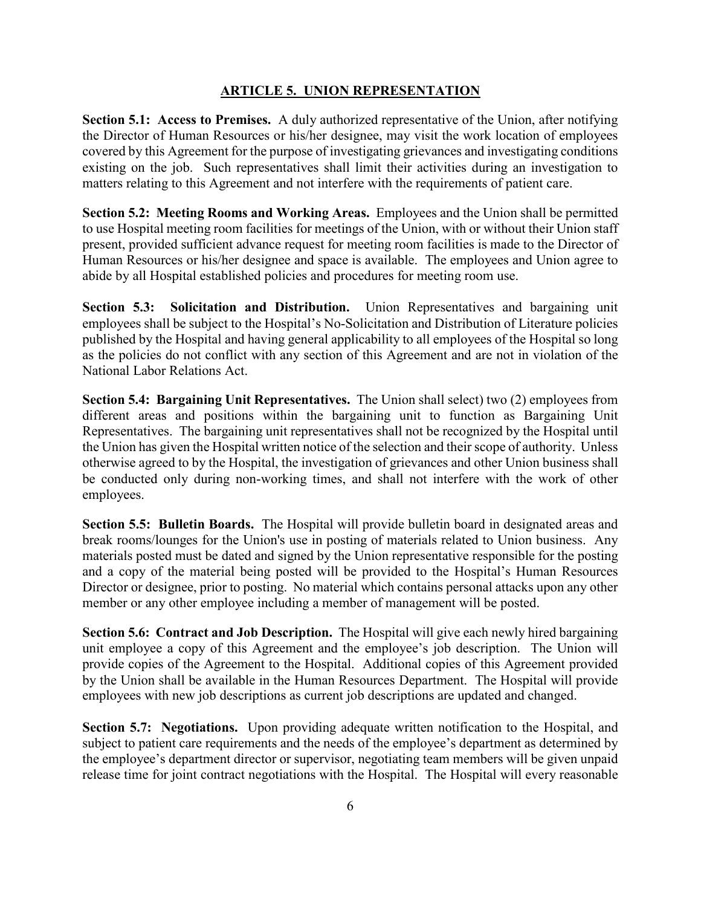## ARTICLE 5. UNION REPRESENTATION

**Section 5.1: Access to Premises.** A duly authorized representative of the Union, after notifying the Director of Human Resources or his/her designee, may visit the work location of employees covered by this Agreement for the purpose of investigating grievances and investigating conditions existing on the job. Such representatives shall limit their activities during an investigation to matters relating to this Agreement and not interfere with the requirements of patient care.

**Section 5.2: Meeting Rooms and Working Areas.** Employees and the Union shall be permitted to use Hospital meeting room facilities for meetings of the Union, with or without their Union staff present, provided sufficient advance request for meeting room facilities is made to the Director of Human Resources or his/her designee and space is available. The employees and Union agree to abide by all Hospital established policies and procedures for meeting room use.

**Section 5.3: Solicitation and Distribution.** Union Representatives and bargaining unit employees shall be subject to the Hospital's No-Solicitation and Distribution of Literature policies published by the Hospital and having general applicability to all employees of the Hospital so long as the policies do not conflict with any section of this Agreement and are not in violation of the National Labor Relations Act.

**Section 5.4: Bargaining Unit Representatives.** The Union shall select) two (2) employees from different areas and positions within the bargaining unit to function as Bargaining Unit Representatives. The bargaining unit representatives shall not be recognized by the Hospital until the Union has given the Hospital written notice of the selection and their scope of authority. Unless otherwise agreed to by the Hospital, the investigation of grievances and other Union business shall be conducted only during non-working times, and shall not interfere with the work of other employees.

**Section 5.5: Bulletin Boards.** The Hospital will provide bulletin board in designated areas and break rooms/lounges for the Union's use in posting of materials related to Union business. Any materials posted must be dated and signed by the Union representative responsible for the posting and a copy of the material being posted will be provided to the Hospital's Human Resources Director or designee, prior to posting. No material which contains personal attacks upon any other member or any other employee including a member of management will be posted.

**Section 5.6: Contract and Job Description.** The Hospital will give each newly hired bargaining unit employee a copy of this Agreement and the employee's job description. The Union will provide copies of the Agreement to the Hospital. Additional copies of this Agreement provided by the Union shall be available in the Human Resources Department. The Hospital will provide employees with new job descriptions as current job descriptions are updated and changed.

**Section 5.7: Negotiations.** Upon providing adequate written notification to the Hospital, and subject to patient care requirements and the needs of the employee's department as determined by the employee's department director or supervisor, negotiating team members will be given unpaid release time for joint contract negotiations with the Hospital. The Hospital will every reasonable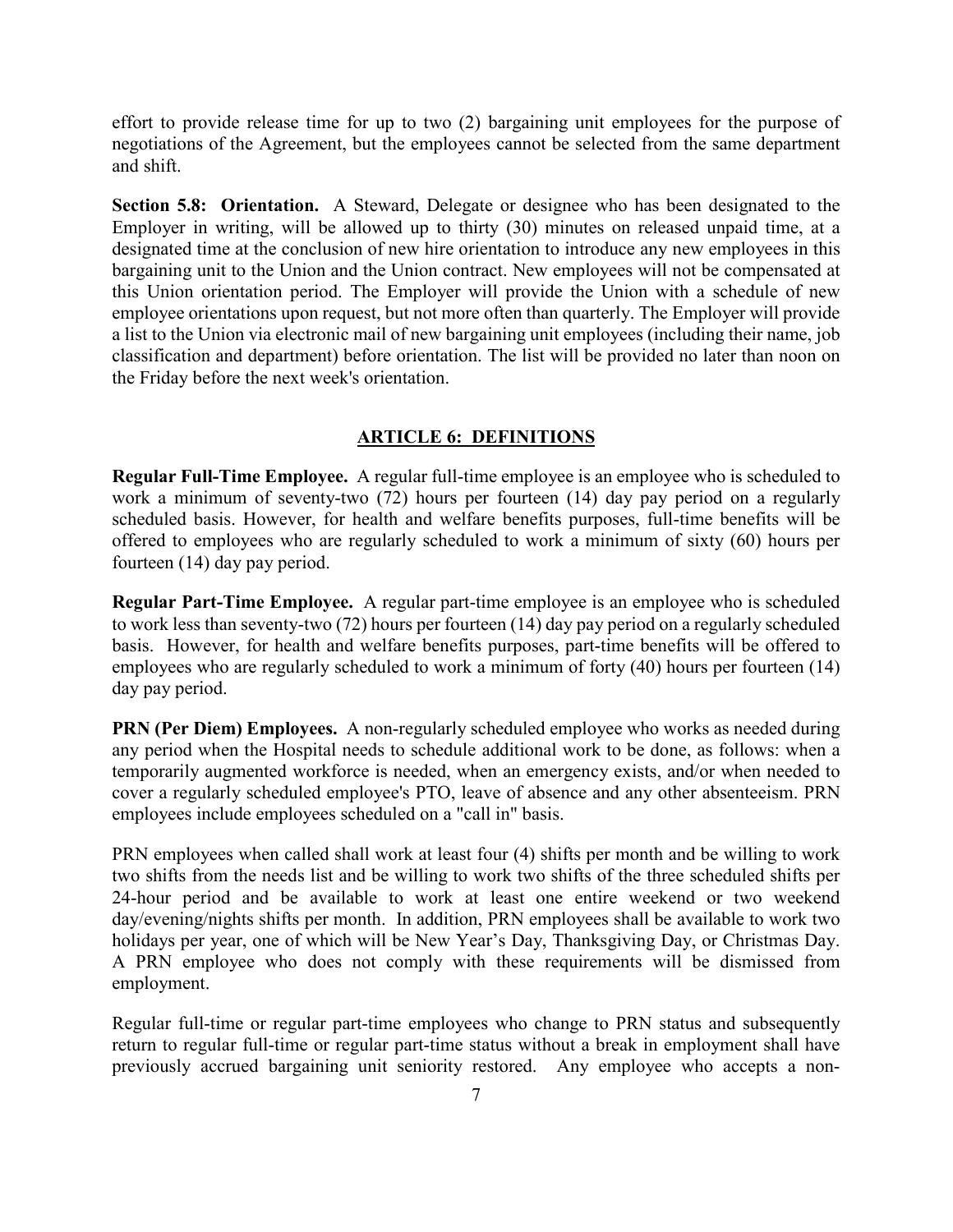effort to provide release time for up to two (2) bargaining unit employees for the purpose of negotiations of the Agreement, but the employees cannot be selected from the same department and shift.

**Section 5.8: Orientation.** A Steward, Delegate or designee who has been designated to the Employer in writing, will be allowed up to thirty (30) minutes on released unpaid time, at a designated time at the conclusion of new hire orientation to introduce any new employees in this bargaining unit to the Union and the Union contract. New employees will not be compensated at this Union orientation period. The Employer will provide the Union with a schedule of new employee orientations upon request, but not more often than quarterly. The Employer will provide a list to the Union via electronic mail of new bargaining unit employees (including their name, job classification and department) before orientation. The list will be provided no later than noon on the Friday before the next week's orientation.

## ARTICLE 6: DEFINITIONS

**Regular Full-Time Employee.** A regular full-time employee is an employee who is scheduled to work a minimum of seventy-two (72) hours per fourteen (14) day pay period on a regularly scheduled basis. However, for health and welfare benefits purposes, full-time benefits will be offered to employees who are regularly scheduled to work a minimum of sixty (60) hours per fourteen (14) day pay period.

**Regular Part-Time Employee.** A regular part-time employee is an employee who is scheduled to work less than seventy-two (72) hours per fourteen (14) day pay period on a regularly scheduled basis. However, for health and welfare benefits purposes, part-time benefits will be offered to employees who are regularly scheduled to work a minimum of forty (40) hours per fourteen (14) day pay period.

**PRN (Per Diem) Employees.** A non-regularly scheduled employee who works as needed during any period when the Hospital needs to schedule additional work to be done, as follows: when a temporarily augmented workforce is needed, when an emergency exists, and/or when needed to cover a regularly scheduled employee's PTO, leave of absence and any other absenteeism. PRN employees include employees scheduled on a "call in" basis.

PRN employees when called shall work at least four (4) shifts per month and be willing to work two shifts from the needs list and be willing to work two shifts of the three scheduled shifts per 24-hour period and be available to work at least one entire weekend or two weekend day/evening/nights shifts per month. In addition, PRN employees shall be available to work two holidays per year, one of which will be New Year's Day, Thanksgiving Day, or Christmas Day. A PRN employee who does not comply with these requirements will be dismissed from employment.

Regular full-time or regular part-time employees who change to PRN status and subsequently return to regular full-time or regular part-time status without a break in employment shall have previously accrued bargaining unit seniority restored. Any employee who accepts a non-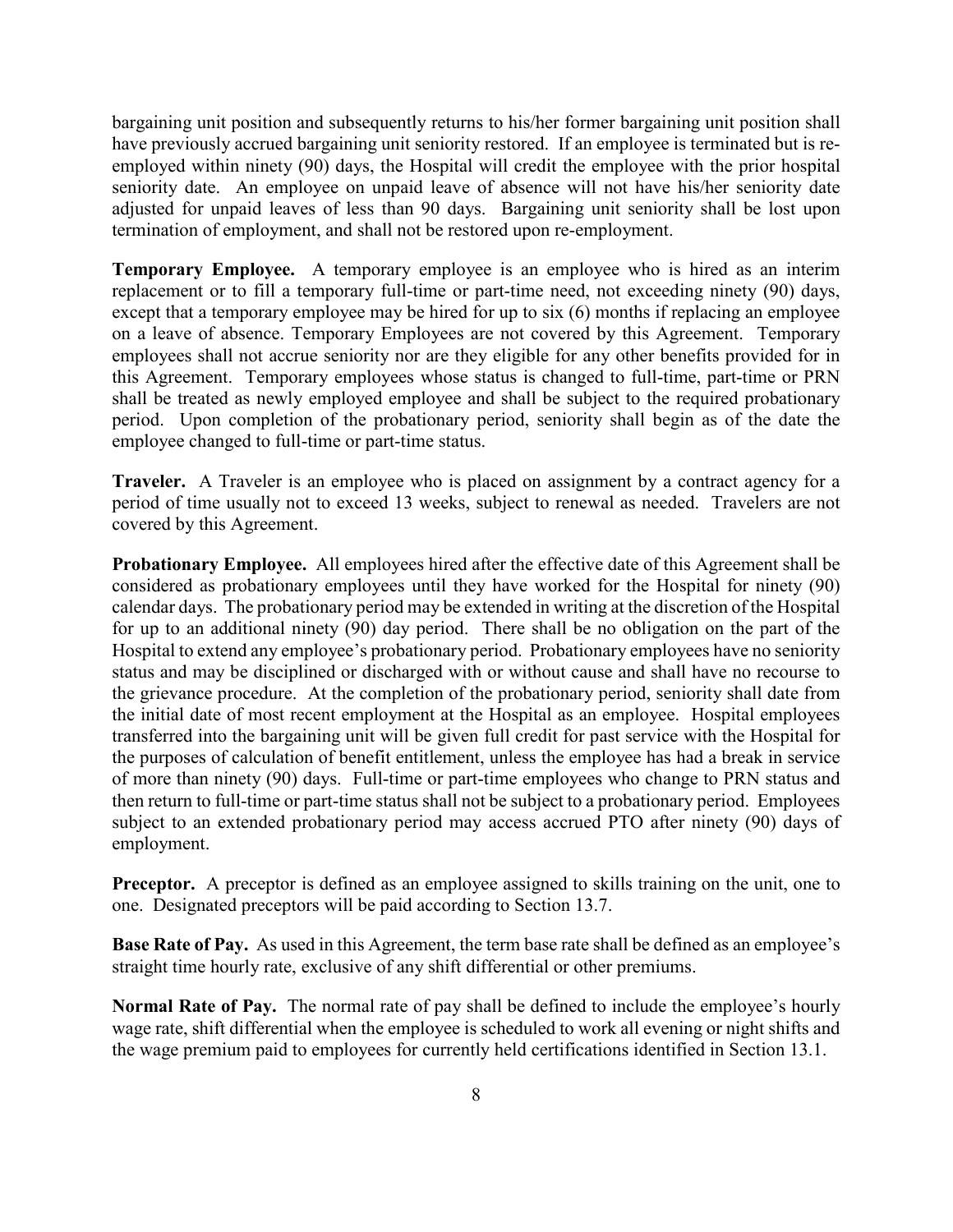bargaining unit position and subsequently returns to his/her former bargaining unit position shall have previously accrued bargaining unit seniority restored. If an employee is terminated but is re-employed within ninety (90) days, the Hospital will credit the employee with the prior hospital seniority date. An employee on unpaid leave of absence will not have his/her seniority date adjusted for unpaid leaves of less than 90 days. Bargaining unit seniority shall be lost upon termination of employment, and shall not be restored upon re-employment.

**Temporary Employee.** A temporary employee is an employee who is hired as an interim replacement or to fill a temporary full-time or part-time need, not exceeding ninety (90) days, except that a temporary employee may be hired for up to six (6) months if replacing an employee on a leave of absence. Temporary Employees are not covered by this Agreement. Temporary employees shall not accrue seniority nor are they eligible for any other benefits provided for in this Agreement. Temporary employees whose status is changed to full-time, part-time or PRN shall be treated as newly employed employee and shall be subject to the required probationary period. Upon completion of the probationary period, seniority shall begin as of the date the employee changed to full-time or part-time status.

**Traveler.** A Traveler is an employee who is placed on assignment by a contract agency for a period of time usually not to exceed 13 weeks, subject to renewal as needed. Travelers are not covered by this Agreement.

**Probationary Employee.** All employees hired after the effective date of this Agreement shall be considered as probationary employees until they have worked for the Hospital for ninety (90) calendar days. The probationary period may be extended in writing at the discretion of the Hospital for up to an additional ninety (90) day period. There shall be no obligation on the part of the Hospital to extend any employee's probationary period. Probationary employees have no seniority status and may be disciplined or discharged with or without cause and shall have no recourse to the grievance procedure. At the completion of the probationary period, seniority shall date from the initial date of most recent employment at the Hospital as an employee. Hospital employees transferred into the bargaining unit will be given full credit for past service with the Hospital for the purposes of calculation of benefit entitlement, unless the employee has had a break in service of more than ninety (90) days. Full-time or part-time employees who change to PRN status and then return to full-time or part-time status shall not be subject to a probationary period. Employees subject to an extended probationary period may access accrued PTO after ninety (90) days of employment.

**Preceptor.** A preceptor is defined as an employee assigned to skills training on the unit, one to one. Designated preceptors will be paid according to Section 13.7.

**Base Rate of Pay.** As used in this Agreement, the term base rate shall be defined as an employee's straight time hourly rate, exclusive of any shift differential or other premiums.

**Normal Rate of Pay.** The normal rate of pay shall be defined to include the employee's hourly wage rate, shift differential when the employee is scheduled to work all evening or night shifts and the wage premium paid to employees for currently held certifications identified in Section 13.1.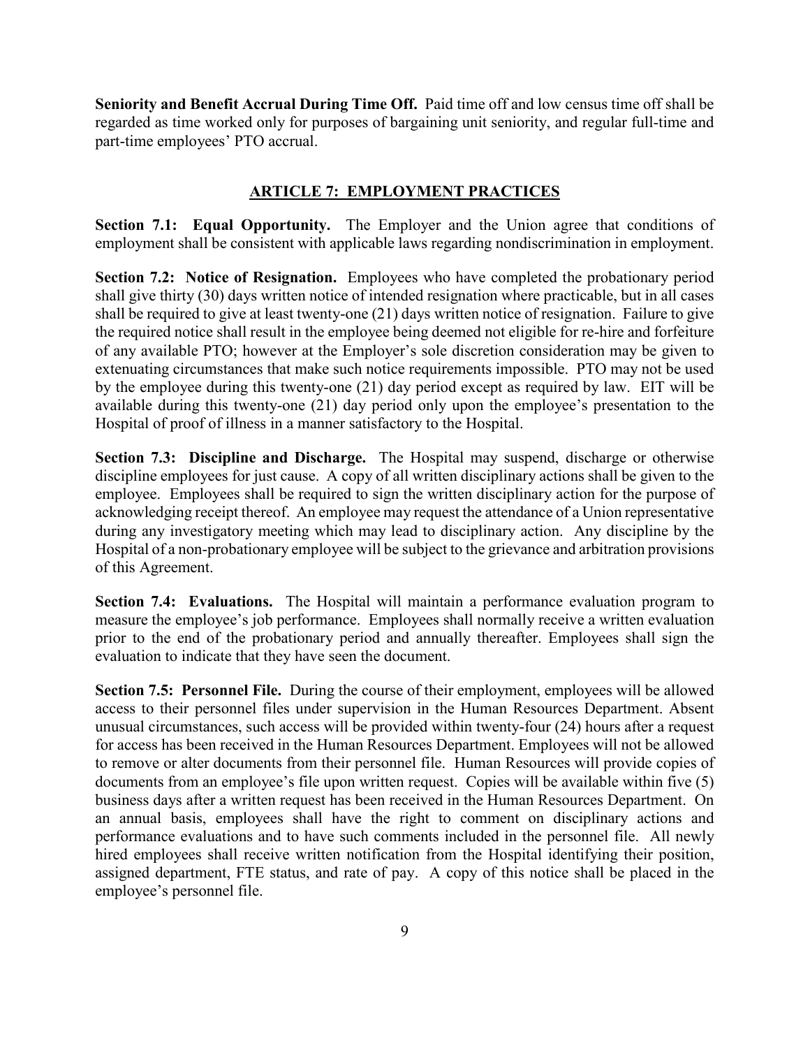**Seniority and Benefit Accrual During Time Off.** Paid time off and low census time off shall be regarded as time worked only for purposes of bargaining unit seniority, and regular full-time and part-time employees' PTO accrual.

## ARTICLE 7: EMPLOYMENT PRACTICES

**Section 7.1: Equal Opportunity.** The Employer and the Union agree that conditions of employment shall be consistent with applicable laws regarding nondiscrimination in employment.

**Section 7.2: Notice of Resignation.** Employees who have completed the probationary period shall give thirty (30) days written notice of intended resignation where practicable, but in all cases shall be required to give at least twenty-one (21) days written notice of resignation. Failure to give the required notice shall result in the employee being deemed not eligible for re-hire and forfeiture of any available PTO; however at the Employer's sole discretion consideration may be given to extenuating circumstances that make such notice requirements impossible. PTO may not be used by the employee during this twenty-one (21) day period except as required by law. EIT will be available during this twenty-one (21) day period only upon the employee's presentation to the Hospital of proof of illness in a manner satisfactory to the Hospital.

**Section 7.3: Discipline and Discharge.** The Hospital may suspend, discharge or otherwise discipline employees for just cause. A copy of all written disciplinary actions shall be given to the employee. Employees shall be required to sign the written disciplinary action for the purpose of acknowledging receipt thereof. An employee may request the attendance of a Union representative during any investigatory meeting which may lead to disciplinary action. Any discipline by the Hospital of a non-probationary employee will be subject to the grievance and arbitration provisions of this Agreement.

**Section 7.4: Evaluations.** The Hospital will maintain a performance evaluation program to measure the employee's job performance. Employees shall normally receive a written evaluation prior to the end of the probationary period and annually thereafter. Employees shall sign the evaluation to indicate that they have seen the document.

**Section 7.5: Personnel File.** During the course of their employment, employees will be allowed access to their personnel files under supervision in the Human Resources Department. Absent unusual circumstances, such access will be provided within twenty-four (24) hours after a request for access has been received in the Human Resources Department. Employees will not be allowed to remove or alter documents from their personnel file. Human Resources will provide copies of documents from an employee's file upon written request. Copies will be available within five (5) business days after a written request has been received in the Human Resources Department. On an annual basis, employees shall have the right to comment on disciplinary actions and performance evaluations and to have such comments included in the personnel file. All newly hired employees shall receive written notification from the Hospital identifying their position, assigned department, FTE status, and rate of pay. A copy of this notice shall be placed in the employee's personnel file.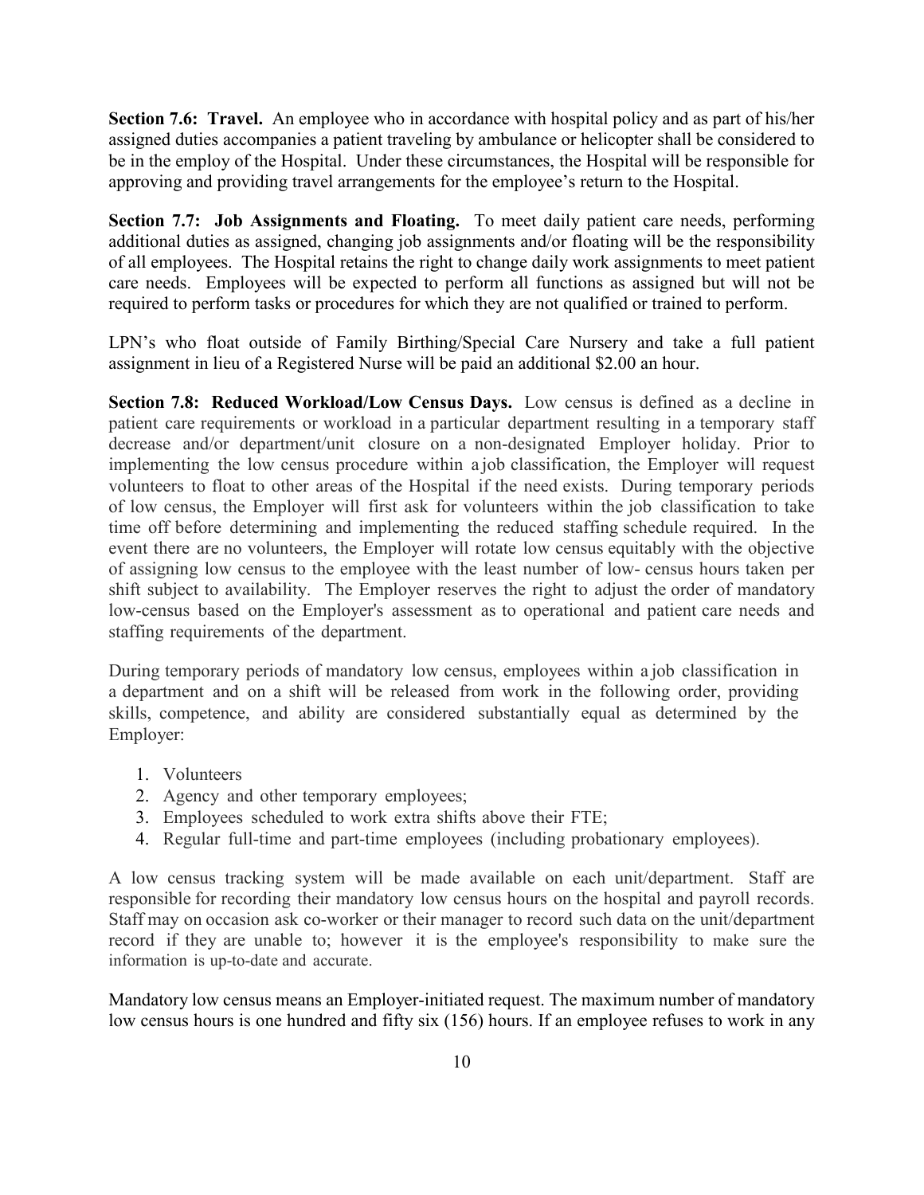**Section 7.6: Travel.** An employee who in accordance with hospital policy and as part of his/her assigned duties accompanies a patient traveling by ambulance or helicopter shall be considered to be in the employ of the Hospital. Under these circumstances, the Hospital will be responsible for approving and providing travel arrangements for the employee's return to the Hospital.

**Section 7.7: Job Assignments and Floating.** To meet daily patient care needs, performing additional duties as assigned, changing job assignments and/or floating will be the responsibility of all employees. The Hospital retains the right to change daily work assignments to meet patient care needs. Employees will be expected to perform all functions as assigned but will not be required to perform tasks or procedures for which they are not qualified or trained to perform.

LPN's who float outside of Family Birthing/Special Care Nursery and take a full patient assignment in lieu of a Registered Nurse will be paid an additional $2.00 an hour.

**Section 7.8: Reduced Workload/Low Census Days.** Low census is defined as a decline in patient care requirements or workload in a particular department resulting in a temporary staff decrease and/or department/unit closure on a non-designated Employer holiday. Prior to implementing the low census procedure within a job classification, the Employer will request volunteers to float to other areas of the Hospital if the need exists. During temporary periods of low census, the Employer will first ask for volunteers within the job classification to take time off before determining and implementing the reduced staffing schedule required. In the event there are no volunteers, the Employer will rotate low census equitably with the objective of assigning low census to the employee with the least number of low- census hours taken per shift subject to availability. The Employer reserves the right to adjust the order of mandatory low-census based on the Employer's assessment as to operational and patient care needs and staffing requirements of the department.

During temporary periods of mandatory low census, employees within a job classification in a department and on a shift will be released from work in the following order, providing skills, competence, and ability are considered substantially equal as determined by the Employer:

1. Volunteers
2. Agency and other temporary employees;
3. Employees scheduled to work extra shifts above their FTE;
4. Regular full-time and part-time employees (including probationary employees).

A low census tracking system will be made available on each unit/department. Staff are responsible for recording their mandatory low census hours on the hospital and payroll records. Staff may on occasion ask co-worker or their manager to record such data on the unit/department record if they are unable to; however it is the employee's responsibility to make sure the information is up-to-date and accurate.

Mandatory low census means an Employer-initiated request. The maximum number of mandatory low census hours is one hundred and fifty six (156) hours. If an employee refuses to work in any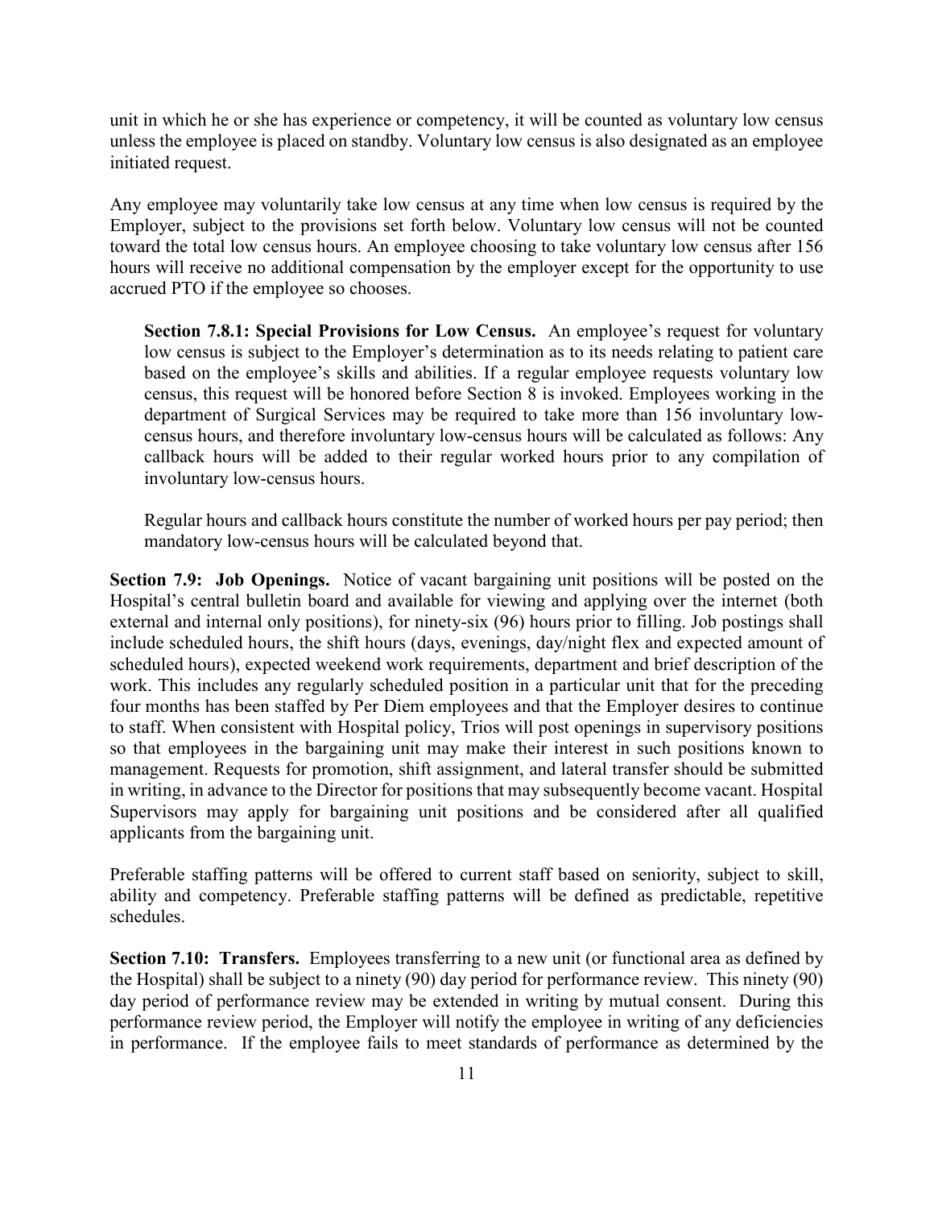unit in which he or she has experience or competency, it will be counted as voluntary low census unless the employee is placed on standby. Voluntary low census is also designated as an employee initiated request.

Any employee may voluntarily take low census at any time when low census is required by the Employer, subject to the provisions set forth below. Voluntary low census will not be counted toward the total low census hours. An employee choosing to take voluntary low census after 156 hours will receive no additional compensation by the employer except for the opportunity to use accrued PTO if the employee so chooses.

> **Section 7.8.1: Special Provisions for Low Census.** An employee's request for voluntary low census is subject to the Employer's determination as to its needs relating to patient care based on the employee's skills and abilities. If a regular employee requests voluntary low census, this request will be honored before Section 8 is invoked. Employees working in the department of Surgical Services may be required to take more than 156 involuntary low-census hours, and therefore involuntary low-census hours will be calculated as follows: Any callback hours will be added to their regular worked hours prior to any compilation of involuntary low-census hours.
>
> Regular hours and callback hours constitute the number of worked hours per pay period; then mandatory low-census hours will be calculated beyond that.

**Section 7.9: Job Openings.** Notice of vacant bargaining unit positions will be posted on the Hospital's central bulletin board and available for viewing and applying over the internet (both external and internal only positions), for ninety-six (96) hours prior to filling. Job postings shall include scheduled hours, the shift hours (days, evenings, day/night flex and expected amount of scheduled hours), expected weekend work requirements, department and brief description of the work. This includes any regularly scheduled position in a particular unit that for the preceding four months has been staffed by Per Diem employees and that the Employer desires to continue to staff. When consistent with Hospital policy, Trios will post openings in supervisory positions so that employees in the bargaining unit may make their interest in such positions known to management. Requests for promotion, shift assignment, and lateral transfer should be submitted in writing, in advance to the Director for positions that may subsequently become vacant. Hospital Supervisors may apply for bargaining unit positions and be considered after all qualified applicants from the bargaining unit.

Preferable staffing patterns will be offered to current staff based on seniority, subject to skill, ability and competency. Preferable staffing patterns will be defined as predictable, repetitive schedules.

**Section 7.10: Transfers.** Employees transferring to a new unit (or functional area as defined by the Hospital) shall be subject to a ninety (90) day period for performance review. This ninety (90) day period of performance review may be extended in writing by mutual consent. During this performance review period, the Employer will notify the employee in writing of any deficiencies in performance. If the employee fails to meet standards of performance as determined by the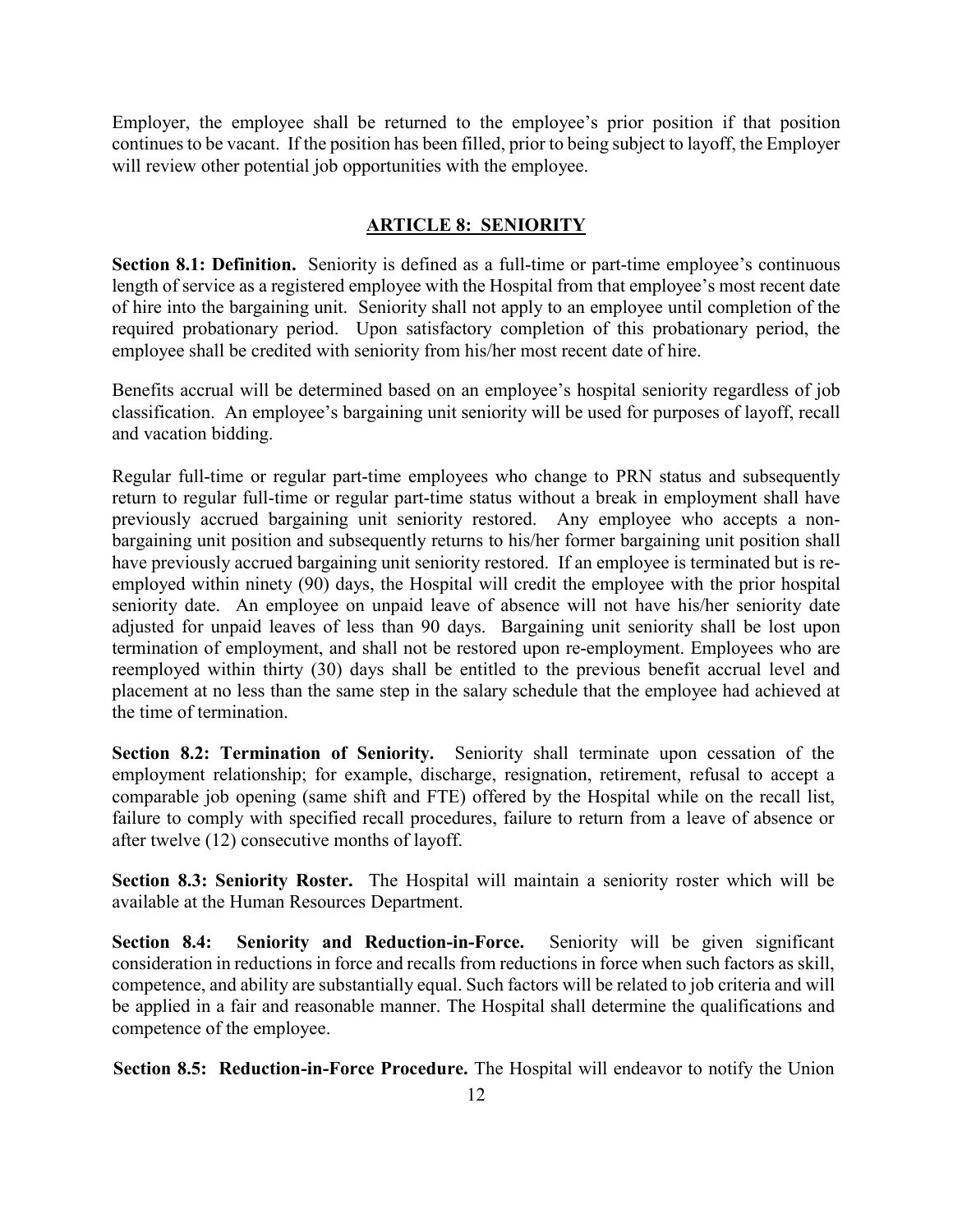Employer, the employee shall be returned to the employee's prior position if that position continues to be vacant. If the position has been filled, prior to being subject to layoff, the Employer will review other potential job opportunities with the employee.

## ARTICLE 8: SENIORITY

**Section 8.1: Definition.** Seniority is defined as a full-time or part-time employee's continuous length of service as a registered employee with the Hospital from that employee's most recent date of hire into the bargaining unit. Seniority shall not apply to an employee until completion of the required probationary period. Upon satisfactory completion of this probationary period, the employee shall be credited with seniority from his/her most recent date of hire.

Benefits accrual will be determined based on an employee's hospital seniority regardless of job classification. An employee's bargaining unit seniority will be used for purposes of layoff, recall and vacation bidding.

Regular full-time or regular part-time employees who change to PRN status and subsequently return to regular full-time or regular part-time status without a break in employment shall have previously accrued bargaining unit seniority restored. Any employee who accepts a non-bargaining unit position and subsequently returns to his/her former bargaining unit position shall have previously accrued bargaining unit seniority restored. If an employee is terminated but is re-employed within ninety (90) days, the Hospital will credit the employee with the prior hospital seniority date. An employee on unpaid leave of absence will not have his/her seniority date adjusted for unpaid leaves of less than 90 days. Bargaining unit seniority shall be lost upon termination of employment, and shall not be restored upon re-employment. Employees who are reemployed within thirty (30) days shall be entitled to the previous benefit accrual level and placement at no less than the same step in the salary schedule that the employee had achieved at the time of termination.

**Section 8.2: Termination of Seniority.** Seniority shall terminate upon cessation of the employment relationship; for example, discharge, resignation, retirement, refusal to accept a comparable job opening (same shift and FTE) offered by the Hospital while on the recall list, failure to comply with specified recall procedures, failure to return from a leave of absence or after twelve (12) consecutive months of layoff.

**Section 8.3: Seniority Roster.** The Hospital will maintain a seniority roster which will be available at the Human Resources Department.

**Section 8.4: Seniority and Reduction-in-Force.** Seniority will be given significant consideration in reductions in force and recalls from reductions in force when such factors as skill, competence, and ability are substantially equal. Such factors will be related to job criteria and will be applied in a fair and reasonable manner. The Hospital shall determine the qualifications and competence of the employee.

**Section 8.5: Reduction-in-Force Procedure.** The Hospital will endeavor to notify the Union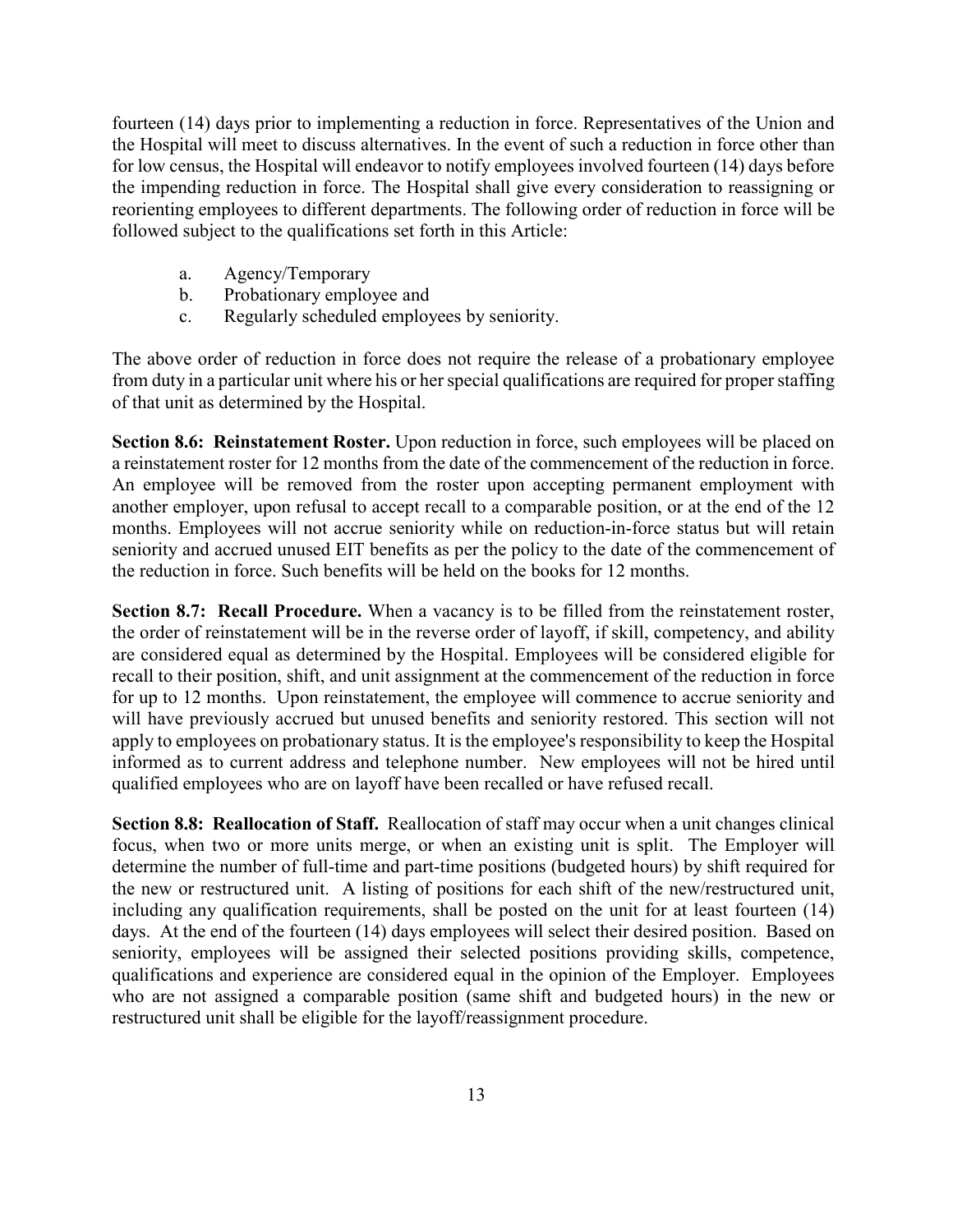fourteen (14) days prior to implementing a reduction in force. Representatives of the Union and the Hospital will meet to discuss alternatives. In the event of such a reduction in force other than for low census, the Hospital will endeavor to notify employees involved fourteen (14) days before the impending reduction in force. The Hospital shall give every consideration to reassigning or reorienting employees to different departments. The following order of reduction in force will be followed subject to the qualifications set forth in this Article:

a. Agency/Temporary
b. Probationary employee and
c. Regularly scheduled employees by seniority.

The above order of reduction in force does not require the release of a probationary employee from duty in a particular unit where his or her special qualifications are required for proper staffing of that unit as determined by the Hospital.

**Section 8.6: Reinstatement Roster.** Upon reduction in force, such employees will be placed on a reinstatement roster for 12 months from the date of the commencement of the reduction in force. An employee will be removed from the roster upon accepting permanent employment with another employer, upon refusal to accept recall to a comparable position, or at the end of the 12 months. Employees will not accrue seniority while on reduction-in-force status but will retain seniority and accrued unused EIT benefits as per the policy to the date of the commencement of the reduction in force. Such benefits will be held on the books for 12 months.

**Section 8.7: Recall Procedure.** When a vacancy is to be filled from the reinstatement roster, the order of reinstatement will be in the reverse order of layoff, if skill, competency, and ability are considered equal as determined by the Hospital. Employees will be considered eligible for recall to their position, shift, and unit assignment at the commencement of the reduction in force for up to 12 months. Upon reinstatement, the employee will commence to accrue seniority and will have previously accrued but unused benefits and seniority restored. This section will not apply to employees on probationary status. It is the employee's responsibility to keep the Hospital informed as to current address and telephone number. New employees will not be hired until qualified employees who are on layoff have been recalled or have refused recall.

**Section 8.8: Reallocation of Staff.** Reallocation of staff may occur when a unit changes clinical focus, when two or more units merge, or when an existing unit is split. The Employer will determine the number of full-time and part-time positions (budgeted hours) by shift required for the new or restructured unit. A listing of positions for each shift of the new/restructured unit, including any qualification requirements, shall be posted on the unit for at least fourteen (14) days. At the end of the fourteen (14) days employees will select their desired position. Based on seniority, employees will be assigned their selected positions providing skills, competence, qualifications and experience are considered equal in the opinion of the Employer. Employees who are not assigned a comparable position (same shift and budgeted hours) in the new or restructured unit shall be eligible for the layoff/reassignment procedure.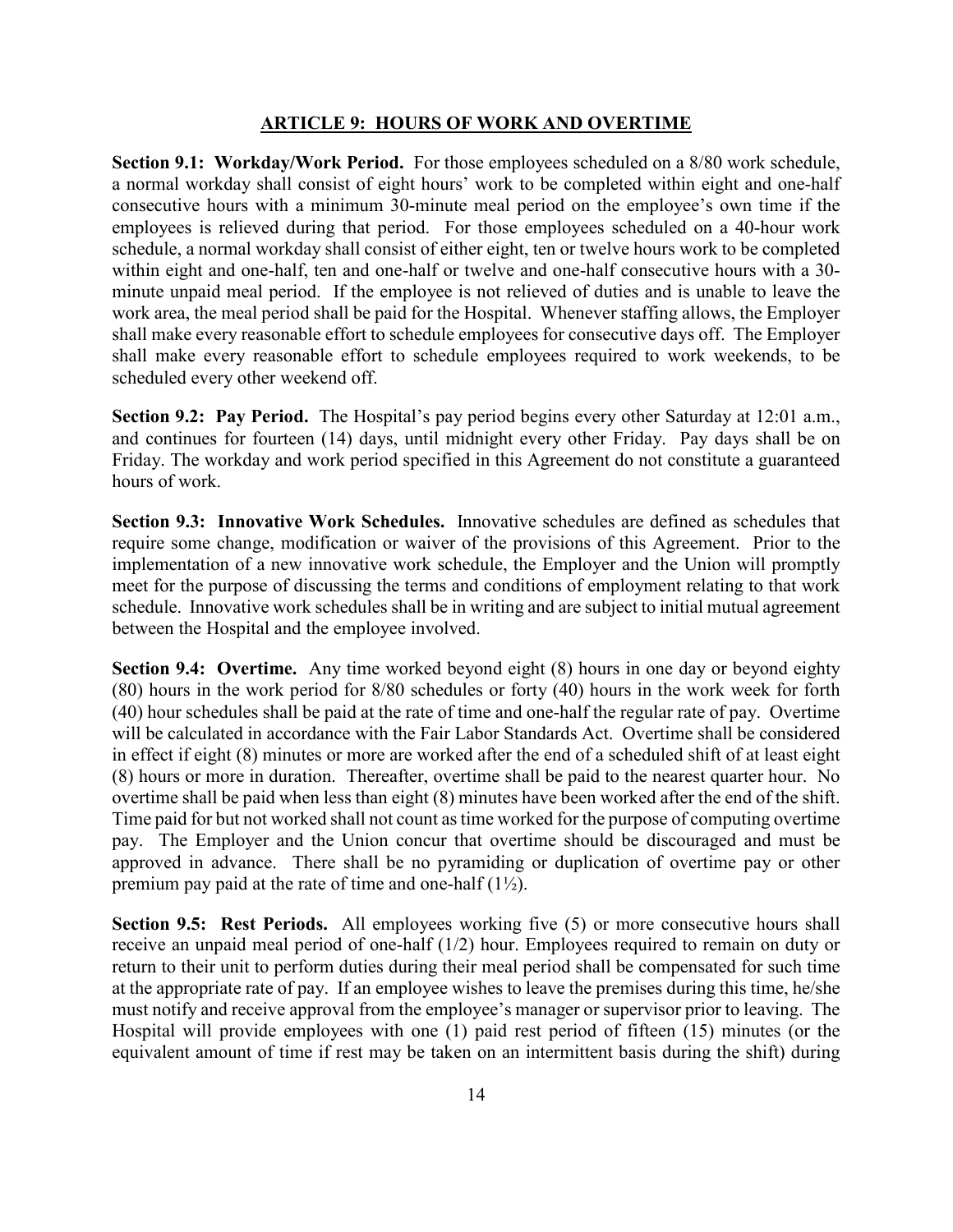## ARTICLE 9: HOURS OF WORK AND OVERTIME

**Section 9.1: Workday/Work Period.** For those employees scheduled on a 8/80 work schedule, a normal workday shall consist of eight hours' work to be completed within eight and one-half consecutive hours with a minimum 30-minute meal period on the employee's own time if the employees is relieved during that period. For those employees scheduled on a 40-hour work schedule, a normal workday shall consist of either eight, ten or twelve hours work to be completed within eight and one-half, ten and one-half or twelve and one-half consecutive hours with a 30-minute unpaid meal period. If the employee is not relieved of duties and is unable to leave the work area, the meal period shall be paid for the Hospital. Whenever staffing allows, the Employer shall make every reasonable effort to schedule employees for consecutive days off. The Employer shall make every reasonable effort to schedule employees required to work weekends, to be scheduled every other weekend off.

**Section 9.2: Pay Period.** The Hospital's pay period begins every other Saturday at 12:01 a.m., and continues for fourteen (14) days, until midnight every other Friday. Pay days shall be on Friday. The workday and work period specified in this Agreement do not constitute a guaranteed hours of work.

**Section 9.3: Innovative Work Schedules.** Innovative schedules are defined as schedules that require some change, modification or waiver of the provisions of this Agreement. Prior to the implementation of a new innovative work schedule, the Employer and the Union will promptly meet for the purpose of discussing the terms and conditions of employment relating to that work schedule. Innovative work schedules shall be in writing and are subject to initial mutual agreement between the Hospital and the employee involved.

**Section 9.4: Overtime.** Any time worked beyond eight (8) hours in one day or beyond eighty (80) hours in the work period for 8/80 schedules or forty (40) hours in the work week for forth (40) hour schedules shall be paid at the rate of time and one-half the regular rate of pay. Overtime will be calculated in accordance with the Fair Labor Standards Act. Overtime shall be considered in effect if eight (8) minutes or more are worked after the end of a scheduled shift of at least eight (8) hours or more in duration. Thereafter, overtime shall be paid to the nearest quarter hour. No overtime shall be paid when less than eight (8) minutes have been worked after the end of the shift. Time paid for but not worked shall not count as time worked for the purpose of computing overtime pay. The Employer and the Union concur that overtime should be discouraged and must be approved in advance. There shall be no pyramiding or duplication of overtime pay or other premium pay paid at the rate of time and one-half (1½).

**Section 9.5: Rest Periods.** All employees working five (5) or more consecutive hours shall receive an unpaid meal period of one-half (1/2) hour. Employees required to remain on duty or return to their unit to perform duties during their meal period shall be compensated for such time at the appropriate rate of pay. If an employee wishes to leave the premises during this time, he/she must notify and receive approval from the employee's manager or supervisor prior to leaving. The Hospital will provide employees with one (1) paid rest period of fifteen (15) minutes (or the equivalent amount of time if rest may be taken on an intermittent basis during the shift) during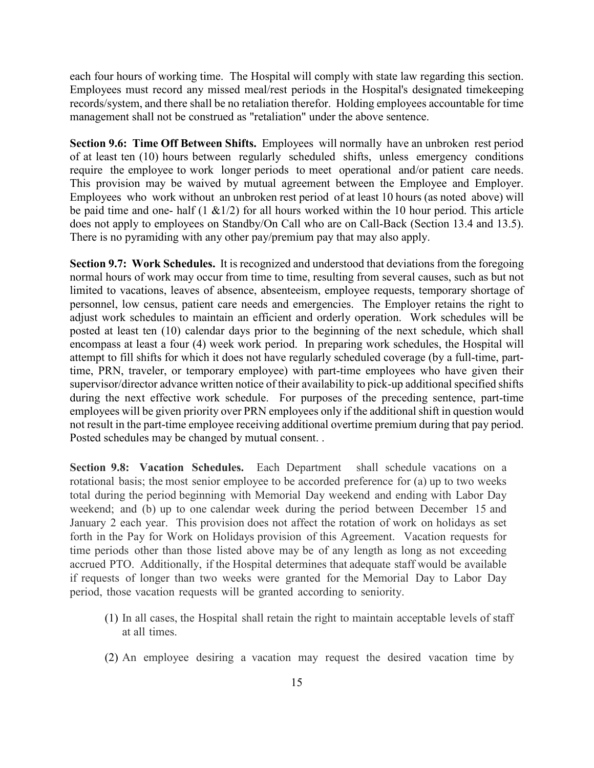each four hours of working time. The Hospital will comply with state law regarding this section. Employees must record any missed meal/rest periods in the Hospital's designated timekeeping records/system, and there shall be no retaliation therefor. Holding employees accountable for time management shall not be construed as "retaliation" under the above sentence.

**Section 9.6: Time Off Between Shifts.** Employees will normally have an unbroken rest period of at least ten (10) hours between regularly scheduled shifts, unless emergency conditions require the employee to work longer periods to meet operational and/or patient care needs. This provision may be waived by mutual agreement between the Employee and Employer. Employees who work without an unbroken rest period of at least 10 hours (as noted above) will be paid time and one- half (1 &1/2) for all hours worked within the 10 hour period. This article does not apply to employees on Standby/On Call who are on Call-Back (Section 13.4 and 13.5). There is no pyramiding with any other pay/premium pay that may also apply.

**Section 9.7: Work Schedules.** It is recognized and understood that deviations from the foregoing normal hours of work may occur from time to time, resulting from several causes, such as but not limited to vacations, leaves of absence, absenteeism, employee requests, temporary shortage of personnel, low census, patient care needs and emergencies. The Employer retains the right to adjust work schedules to maintain an efficient and orderly operation. Work schedules will be posted at least ten (10) calendar days prior to the beginning of the next schedule, which shall encompass at least a four (4) week work period. In preparing work schedules, the Hospital will attempt to fill shifts for which it does not have regularly scheduled coverage (by a full-time, part-time, PRN, traveler, or temporary employee) with part-time employees who have given their supervisor/director advance written notice of their availability to pick-up additional specified shifts during the next effective work schedule. For purposes of the preceding sentence, part-time employees will be given priority over PRN employees only if the additional shift in question would not result in the part-time employee receiving additional overtime premium during that pay period. Posted schedules may be changed by mutual consent. .

**Section 9.8: Vacation Schedules.** Each Department shall schedule vacations on a rotational basis; the most senior employee to be accorded preference for (a) up to two weeks total during the period beginning with Memorial Day weekend and ending with Labor Day weekend; and (b) up to one calendar week during the period between December 15 and January 2 each year. This provision does not affect the rotation of work on holidays as set forth in the Pay for Work on Holidays provision of this Agreement. Vacation requests for time periods other than those listed above may be of any length as long as not exceeding accrued PTO. Additionally, if the Hospital determines that adequate staff would be available if requests of longer than two weeks were granted for the Memorial Day to Labor Day period, those vacation requests will be granted according to seniority.

(1) In all cases, the Hospital shall retain the right to maintain acceptable levels of staff at all times.

(2) An employee desiring a vacation may request the desired vacation time by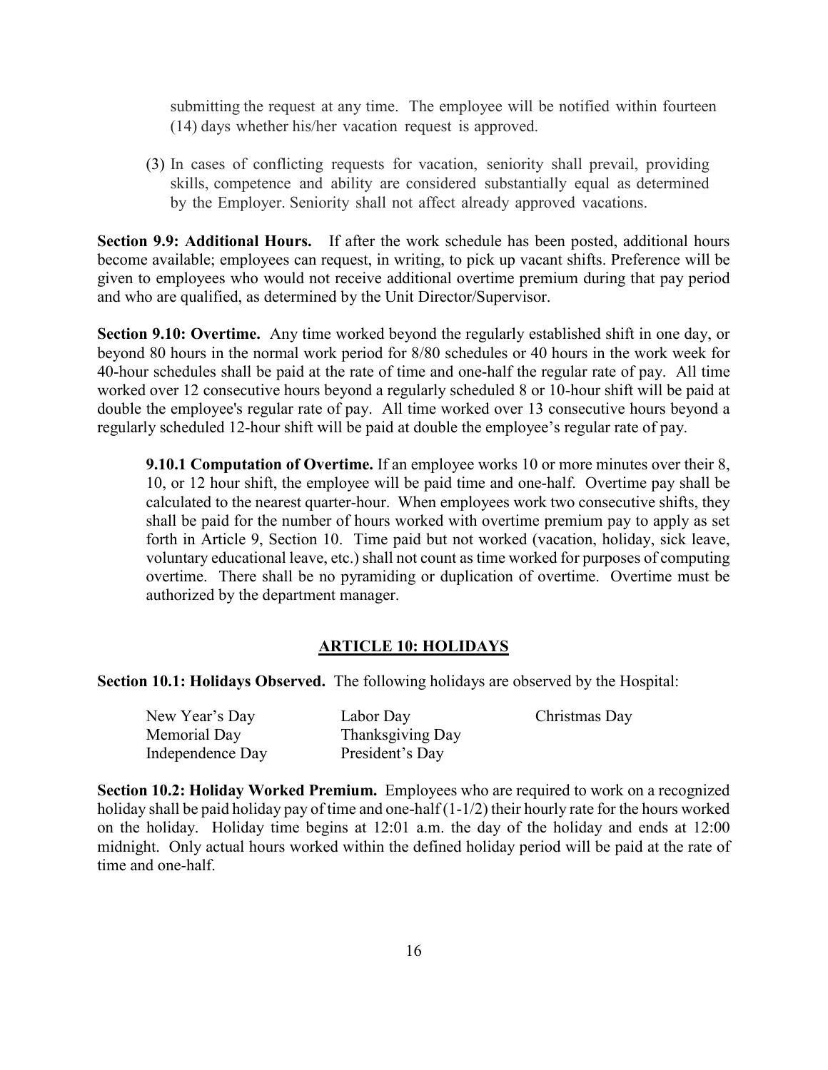submitting the request at any time. The employee will be notified within fourteen (14) days whether his/her vacation request is approved.

(3) In cases of conflicting requests for vacation, seniority shall prevail, providing skills, competence and ability are considered substantially equal as determined by the Employer. Seniority shall not affect already approved vacations.

**Section 9.9: Additional Hours.** If after the work schedule has been posted, additional hours become available; employees can request, in writing, to pick up vacant shifts. Preference will be given to employees who would not receive additional overtime premium during that pay period and who are qualified, as determined by the Unit Director/Supervisor.

**Section 9.10: Overtime.** Any time worked beyond the regularly established shift in one day, or beyond 80 hours in the normal work period for 8/80 schedules or 40 hours in the work week for 40-hour schedules shall be paid at the rate of time and one-half the regular rate of pay. All time worked over 12 consecutive hours beyond a regularly scheduled 8 or 10-hour shift will be paid at double the employee's regular rate of pay. All time worked over 13 consecutive hours beyond a regularly scheduled 12-hour shift will be paid at double the employee's regular rate of pay.

**9.10.1 Computation of Overtime.** If an employee works 10 or more minutes over their 8, 10, or 12 hour shift, the employee will be paid time and one-half. Overtime pay shall be calculated to the nearest quarter-hour. When employees work two consecutive shifts, they shall be paid for the number of hours worked with overtime premium pay to apply as set forth in Article 9, Section 10. Time paid but not worked (vacation, holiday, sick leave, voluntary educational leave, etc.) shall not count as time worked for purposes of computing overtime. There shall be no pyramiding or duplication of overtime. Overtime must be authorized by the department manager.

## ARTICLE 10: HOLIDAYS

**Section 10.1: Holidays Observed.** The following holidays are observed by the Hospital:

| | | |
|---|---|---|
| New Year's Day | Labor Day | Christmas Day |
| Memorial Day | Thanksgiving Day | |
| Independence Day | President's Day | |

**Section 10.2: Holiday Worked Premium.** Employees who are required to work on a recognized holiday shall be paid holiday pay of time and one-half (1-1/2) their hourly rate for the hours worked on the holiday. Holiday time begins at 12:01 a.m. the day of the holiday and ends at 12:00 midnight. Only actual hours worked within the defined holiday period will be paid at the rate of time and one-half.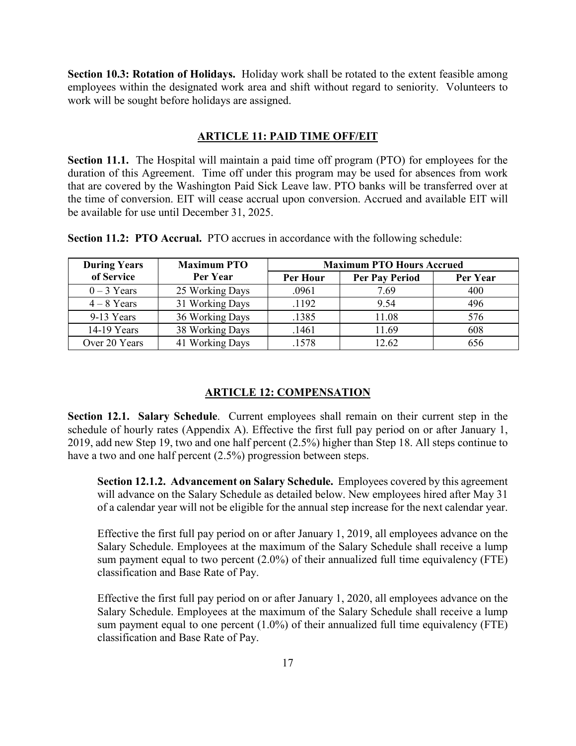**Section 10.3: Rotation of Holidays.** Holiday work shall be rotated to the extent feasible among employees within the designated work area and shift without regard to seniority. Volunteers to work will be sought before holidays are assigned.

## ARTICLE 11: PAID TIME OFF/EIT

**Section 11.1.** The Hospital will maintain a paid time off program (PTO) for employees for the duration of this Agreement. Time off under this program may be used for absences from work that are covered by the Washington Paid Sick Leave law. PTO banks will be transferred over at the time of conversion. EIT will cease accrual upon conversion. Accrued and available EIT will be available for use until December 31, 2025.

**Section 11.2: PTO Accrual.** PTO accrues in accordance with the following schedule:

| During Years of Service | Maximum PTO Per Year | Maximum PTO Hours Accrued | | |
|---|---|---|---|---|
| | | Per Hour | Per Pay Period | Per Year |
| 0 – 3 Years | 25 Working Days | .0961 | 7.69 | 400 |
| 4 – 8 Years | 31 Working Days | .1192 | 9.54 | 496 |
| 9-13 Years | 36 Working Days | .1385 | 11.08 | 576 |
| 14-19 Years | 38 Working Days | .1461 | 11.69 | 608 |
| Over 20 Years | 41 Working Days | .1578 | 12.62 | 656 |

## ARTICLE 12: COMPENSATION

**Section 12.1. Salary Schedule**. Current employees shall remain on their current step in the schedule of hourly rates (Appendix A). Effective the first full pay period on or after January 1, 2019, add new Step 19, two and one half percent (2.5%) higher than Step 18. All steps continue to have a two and one half percent (2.5%) progression between steps.

**Section 12.1.2. Advancement on Salary Schedule.** Employees covered by this agreement will advance on the Salary Schedule as detailed below. New employees hired after May 31 of a calendar year will not be eligible for the annual step increase for the next calendar year.

Effective the first full pay period on or after January 1, 2019, all employees advance on the Salary Schedule. Employees at the maximum of the Salary Schedule shall receive a lump sum payment equal to two percent (2.0%) of their annualized full time equivalency (FTE) classification and Base Rate of Pay.

Effective the first full pay period on or after January 1, 2020, all employees advance on the Salary Schedule. Employees at the maximum of the Salary Schedule shall receive a lump sum payment equal to one percent (1.0%) of their annualized full time equivalency (FTE) classification and Base Rate of Pay.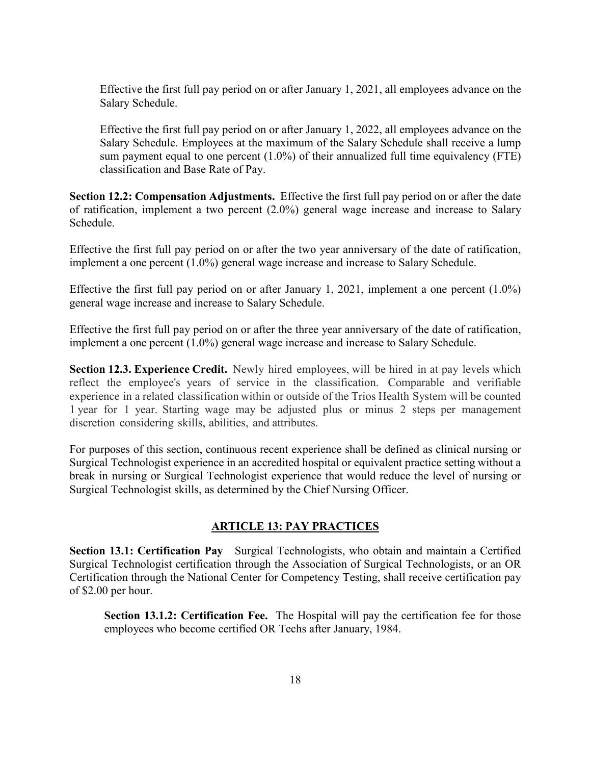Effective the first full pay period on or after January 1, 2021, all employees advance on the Salary Schedule.

Effective the first full pay period on or after January 1, 2022, all employees advance on the Salary Schedule. Employees at the maximum of the Salary Schedule shall receive a lump sum payment equal to one percent (1.0%) of their annualized full time equivalency (FTE) classification and Base Rate of Pay.

**Section 12.2: Compensation Adjustments.** Effective the first full pay period on or after the date of ratification, implement a two percent (2.0%) general wage increase and increase to Salary Schedule.

Effective the first full pay period on or after the two year anniversary of the date of ratification, implement a one percent (1.0%) general wage increase and increase to Salary Schedule.

Effective the first full pay period on or after January 1, 2021, implement a one percent (1.0%) general wage increase and increase to Salary Schedule.

Effective the first full pay period on or after the three year anniversary of the date of ratification, implement a one percent (1.0%) general wage increase and increase to Salary Schedule.

**Section 12.3. Experience Credit.** Newly hired employees, will be hired in at pay levels which reflect the employee's years of service in the classification. Comparable and verifiable experience in a related classification within or outside of the Trios Health System will be counted 1 year for 1 year. Starting wage may be adjusted plus or minus 2 steps per management discretion considering skills, abilities, and attributes.

For purposes of this section, continuous recent experience shall be defined as clinical nursing or Surgical Technologist experience in an accredited hospital or equivalent practice setting without a break in nursing or Surgical Technologist experience that would reduce the level of nursing or Surgical Technologist skills, as determined by the Chief Nursing Officer.

## ARTICLE 13: PAY PRACTICES

**Section 13.1: Certification Pay** Surgical Technologists, who obtain and maintain a Certified Surgical Technologist certification through the Association of Surgical Technologists, or an OR Certification through the National Center for Competency Testing, shall receive certification pay of $2.00 per hour.

**Section 13.1.2: Certification Fee.** The Hospital will pay the certification fee for those employees who become certified OR Techs after January, 1984.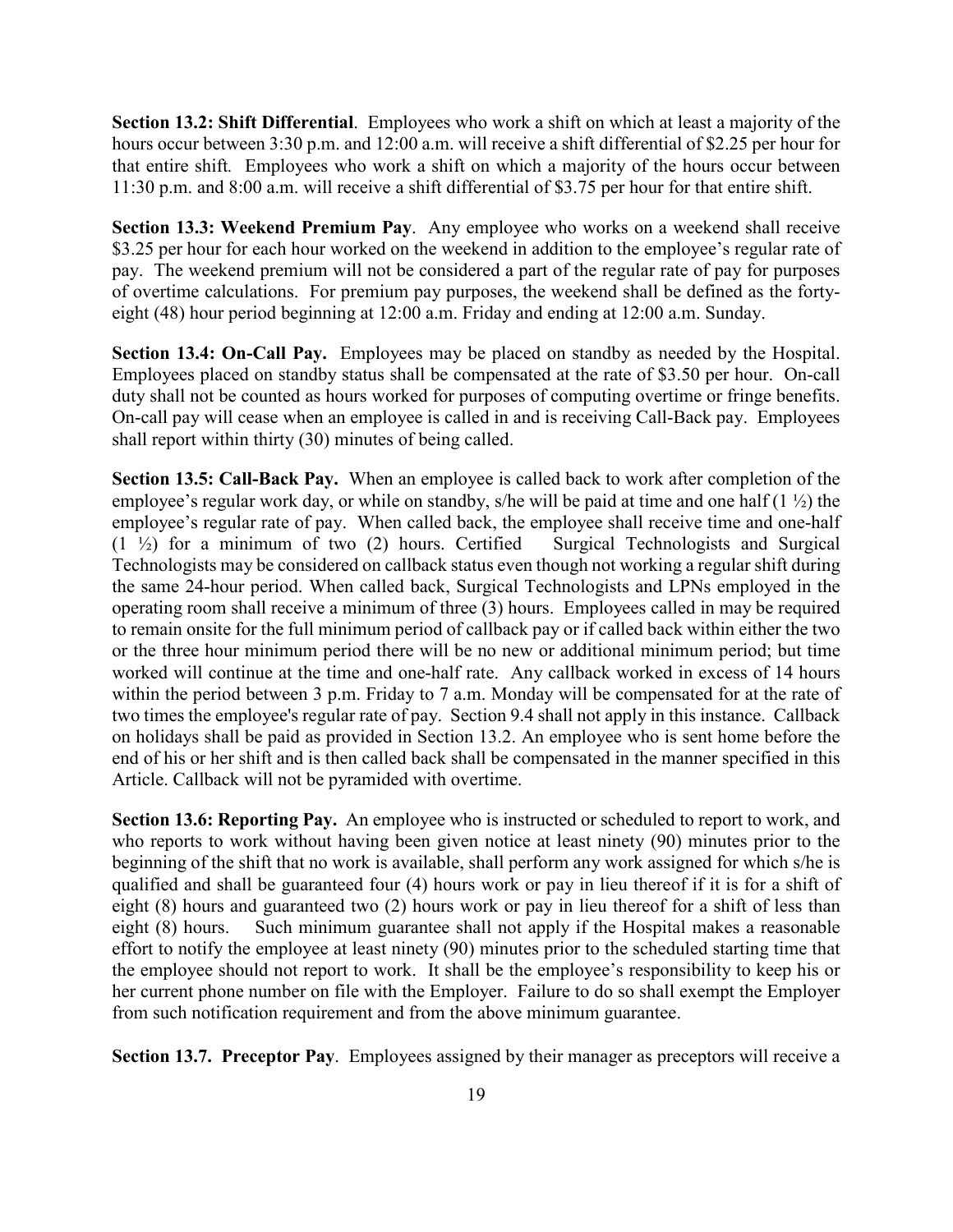**Section 13.2: Shift Differential**. Employees who work a shift on which at least a majority of the hours occur between 3:30 p.m. and 12:00 a.m. will receive a shift differential of $2.25 per hour for that entire shift. Employees who work a shift on which a majority of the hours occur between 11:30 p.m. and 8:00 a.m. will receive a shift differential of $3.75 per hour for that entire shift.

**Section 13.3: Weekend Premium Pay**. Any employee who works on a weekend shall receive $3.25 per hour for each hour worked on the weekend in addition to the employee's regular rate of pay. The weekend premium will not be considered a part of the regular rate of pay for purposes of overtime calculations. For premium pay purposes, the weekend shall be defined as the forty-eight (48) hour period beginning at 12:00 a.m. Friday and ending at 12:00 a.m. Sunday.

**Section 13.4: On-Call Pay.** Employees may be placed on standby as needed by the Hospital. Employees placed on standby status shall be compensated at the rate of $3.50 per hour. On-call duty shall not be counted as hours worked for purposes of computing overtime or fringe benefits. On-call pay will cease when an employee is called in and is receiving Call-Back pay. Employees shall report within thirty (30) minutes of being called.

**Section 13.5: Call-Back Pay.** When an employee is called back to work after completion of the employee's regular work day, or while on standby, s/he will be paid at time and one half (1 ½) the employee's regular rate of pay. When called back, the employee shall receive time and one-half (1 ½) for a minimum of two (2) hours. Certified Surgical Technologists and Surgical Technologists may be considered on callback status even though not working a regular shift during the same 24-hour period. When called back, Surgical Technologists and LPNs employed in the operating room shall receive a minimum of three (3) hours. Employees called in may be required to remain onsite for the full minimum period of callback pay or if called back within either the two or the three hour minimum period there will be no new or additional minimum period; but time worked will continue at the time and one-half rate. Any callback worked in excess of 14 hours within the period between 3 p.m. Friday to 7 a.m. Monday will be compensated for at the rate of two times the employee's regular rate of pay. Section 9.4 shall not apply in this instance. Callback on holidays shall be paid as provided in Section 13.2. An employee who is sent home before the end of his or her shift and is then called back shall be compensated in the manner specified in this Article. Callback will not be pyramided with overtime.

**Section 13.6: Reporting Pay.** An employee who is instructed or scheduled to report to work, and who reports to work without having been given notice at least ninety (90) minutes prior to the beginning of the shift that no work is available, shall perform any work assigned for which s/he is qualified and shall be guaranteed four (4) hours work or pay in lieu thereof if it is for a shift of eight (8) hours and guaranteed two (2) hours work or pay in lieu thereof for a shift of less than eight (8) hours. Such minimum guarantee shall not apply if the Hospital makes a reasonable effort to notify the employee at least ninety (90) minutes prior to the scheduled starting time that the employee should not report to work. It shall be the employee's responsibility to keep his or her current phone number on file with the Employer. Failure to do so shall exempt the Employer from such notification requirement and from the above minimum guarantee.

**Section 13.7. Preceptor Pay**. Employees assigned by their manager as preceptors will receive a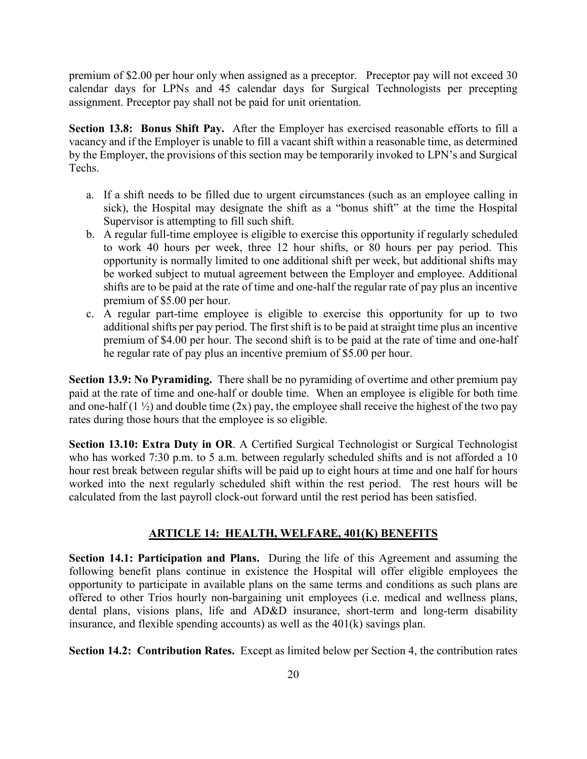premium of $2.00 per hour only when assigned as a preceptor. Preceptor pay will not exceed 30 calendar days for LPNs and 45 calendar days for Surgical Technologists per precepting assignment. Preceptor pay shall not be paid for unit orientation.

**Section 13.8: Bonus Shift Pay.** After the Employer has exercised reasonable efforts to fill a vacancy and if the Employer is unable to fill a vacant shift within a reasonable time, as determined by the Employer, the provisions of this section may be temporarily invoked to LPN's and Surgical Techs.

a. If a shift needs to be filled due to urgent circumstances (such as an employee calling in sick), the Hospital may designate the shift as a "bonus shift" at the time the Hospital Supervisor is attempting to fill such shift.
b. A regular full-time employee is eligible to exercise this opportunity if regularly scheduled to work 40 hours per week, three 12 hour shifts, or 80 hours per pay period. This opportunity is normally limited to one additional shift per week, but additional shifts may be worked subject to mutual agreement between the Employer and employee. Additional shifts are to be paid at the rate of time and one-half the regular rate of pay plus an incentive premium of $5.00 per hour.
c. A regular part-time employee is eligible to exercise this opportunity for up to two additional shifts per pay period. The first shift is to be paid at straight time plus an incentive premium of $4.00 per hour. The second shift is to be paid at the rate of time and one-half he regular rate of pay plus an incentive premium of $5.00 per hour.

**Section 13.9: No Pyramiding.** There shall be no pyramiding of overtime and other premium pay paid at the rate of time and one-half or double time. When an employee is eligible for both time and one-half (1 ½) and double time (2x) pay, the employee shall receive the highest of the two pay rates during those hours that the employee is so eligible.

**Section 13.10: Extra Duty in OR**. A Certified Surgical Technologist or Surgical Technologist who has worked 7:30 p.m. to 5 a.m. between regularly scheduled shifts and is not afforded a 10 hour rest break between regular shifts will be paid up to eight hours at time and one half for hours worked into the next regularly scheduled shift within the rest period. The rest hours will be calculated from the last payroll clock-out forward until the rest period has been satisfied.

## ARTICLE 14: HEALTH, WELFARE, 401(K) BENEFITS

**Section 14.1: Participation and Plans.** During the life of this Agreement and assuming the following benefit plans continue in existence the Hospital will offer eligible employees the opportunity to participate in available plans on the same terms and conditions as such plans are offered to other Trios hourly non-bargaining unit employees (i.e. medical and wellness plans, dental plans, visions plans, life and AD&D insurance, short-term and long-term disability insurance, and flexible spending accounts) as well as the 401(k) savings plan.

**Section 14.2: Contribution Rates.** Except as limited below per Section 4, the contribution rates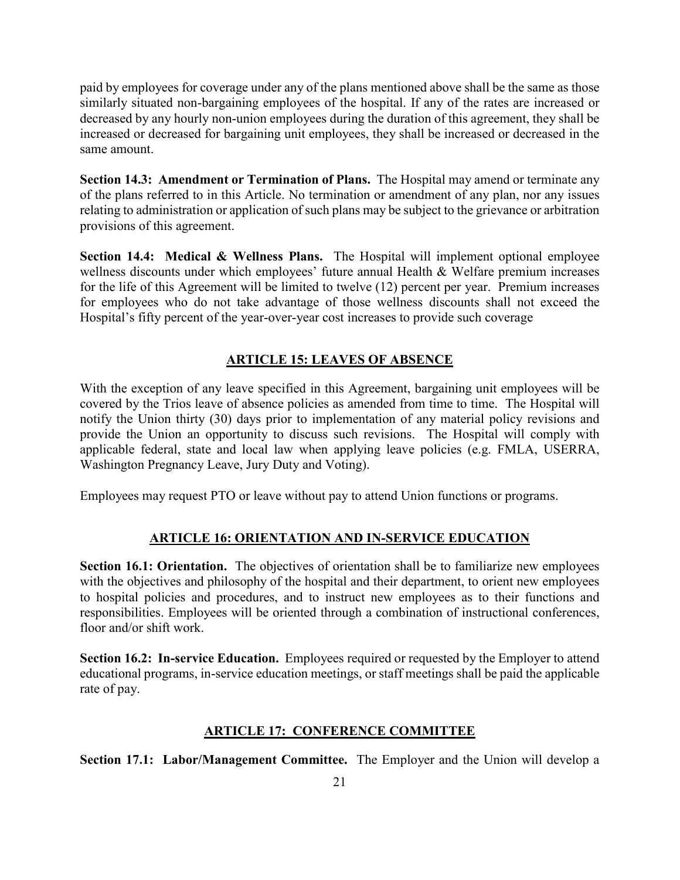paid by employees for coverage under any of the plans mentioned above shall be the same as those similarly situated non-bargaining employees of the hospital. If any of the rates are increased or decreased by any hourly non-union employees during the duration of this agreement, they shall be increased or decreased for bargaining unit employees, they shall be increased or decreased in the same amount.

**Section 14.3: Amendment or Termination of Plans.** The Hospital may amend or terminate any of the plans referred to in this Article. No termination or amendment of any plan, nor any issues relating to administration or application of such plans may be subject to the grievance or arbitration provisions of this agreement.

**Section 14.4: Medical & Wellness Plans.** The Hospital will implement optional employee wellness discounts under which employees' future annual Health & Welfare premium increases for the life of this Agreement will be limited to twelve (12) percent per year. Premium increases for employees who do not take advantage of those wellness discounts shall not exceed the Hospital's fifty percent of the year-over-year cost increases to provide such coverage

## ARTICLE 15: LEAVES OF ABSENCE

With the exception of any leave specified in this Agreement, bargaining unit employees will be covered by the Trios leave of absence policies as amended from time to time. The Hospital will notify the Union thirty (30) days prior to implementation of any material policy revisions and provide the Union an opportunity to discuss such revisions. The Hospital will comply with applicable federal, state and local law when applying leave policies (e.g. FMLA, USERRA, Washington Pregnancy Leave, Jury Duty and Voting).

Employees may request PTO or leave without pay to attend Union functions or programs.

## ARTICLE 16: ORIENTATION AND IN-SERVICE EDUCATION

**Section 16.1: Orientation.** The objectives of orientation shall be to familiarize new employees with the objectives and philosophy of the hospital and their department, to orient new employees to hospital policies and procedures, and to instruct new employees as to their functions and responsibilities. Employees will be oriented through a combination of instructional conferences, floor and/or shift work.

**Section 16.2: In-service Education.** Employees required or requested by the Employer to attend educational programs, in-service education meetings, or staff meetings shall be paid the applicable rate of pay.

## ARTICLE 17: CONFERENCE COMMITTEE

**Section 17.1: Labor/Management Committee.** The Employer and the Union will develop a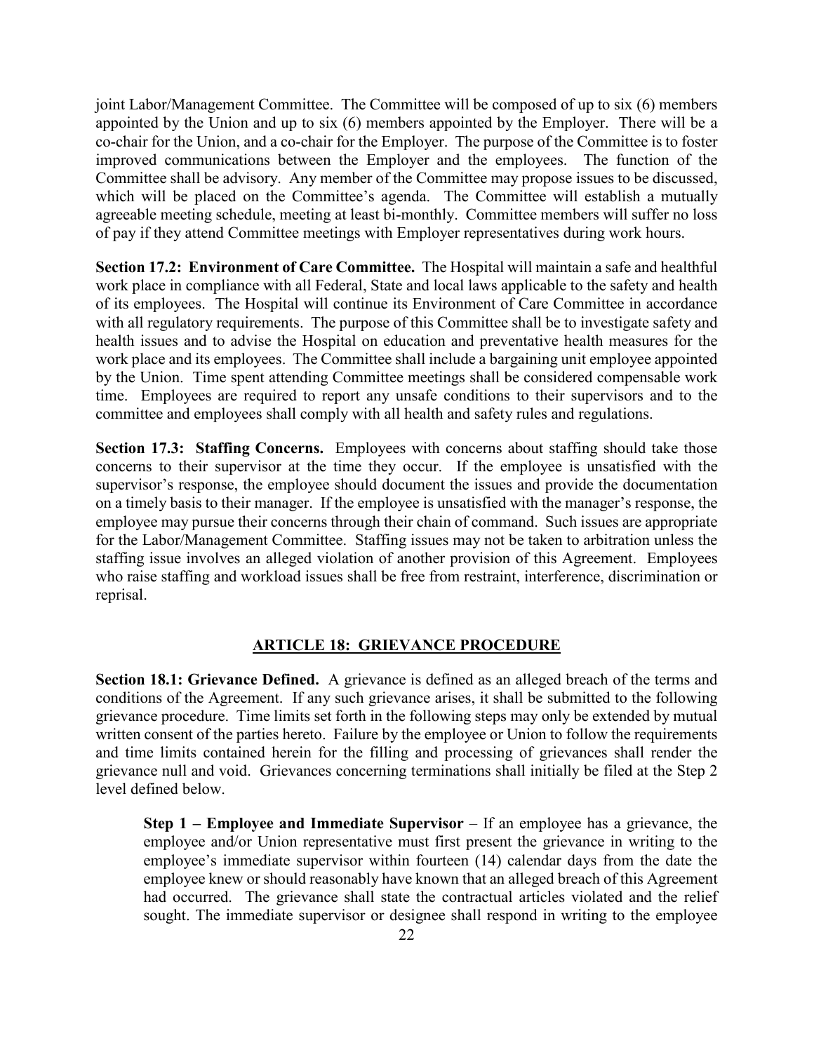joint Labor/Management Committee. The Committee will be composed of up to six (6) members appointed by the Union and up to six (6) members appointed by the Employer. There will be a co-chair for the Union, and a co-chair for the Employer. The purpose of the Committee is to foster improved communications between the Employer and the employees. The function of the Committee shall be advisory. Any member of the Committee may propose issues to be discussed, which will be placed on the Committee's agenda. The Committee will establish a mutually agreeable meeting schedule, meeting at least bi-monthly. Committee members will suffer no loss of pay if they attend Committee meetings with Employer representatives during work hours.

**Section 17.2: Environment of Care Committee.** The Hospital will maintain a safe and healthful work place in compliance with all Federal, State and local laws applicable to the safety and health of its employees. The Hospital will continue its Environment of Care Committee in accordance with all regulatory requirements. The purpose of this Committee shall be to investigate safety and health issues and to advise the Hospital on education and preventative health measures for the work place and its employees. The Committee shall include a bargaining unit employee appointed by the Union. Time spent attending Committee meetings shall be considered compensable work time. Employees are required to report any unsafe conditions to their supervisors and to the committee and employees shall comply with all health and safety rules and regulations.

**Section 17.3: Staffing Concerns.** Employees with concerns about staffing should take those concerns to their supervisor at the time they occur. If the employee is unsatisfied with the supervisor's response, the employee should document the issues and provide the documentation on a timely basis to their manager. If the employee is unsatisfied with the manager's response, the employee may pursue their concerns through their chain of command. Such issues are appropriate for the Labor/Management Committee. Staffing issues may not be taken to arbitration unless the staffing issue involves an alleged violation of another provision of this Agreement. Employees who raise staffing and workload issues shall be free from restraint, interference, discrimination or reprisal.

## ARTICLE 18: GRIEVANCE PROCEDURE

**Section 18.1: Grievance Defined.** A grievance is defined as an alleged breach of the terms and conditions of the Agreement. If any such grievance arises, it shall be submitted to the following grievance procedure. Time limits set forth in the following steps may only be extended by mutual written consent of the parties hereto. Failure by the employee or Union to follow the requirements and time limits contained herein for the filling and processing of grievances shall render the grievance null and void. Grievances concerning terminations shall initially be filed at the Step 2 level defined below.

> **Step 1 – Employee and Immediate Supervisor** – If an employee has a grievance, the employee and/or Union representative must first present the grievance in writing to the employee's immediate supervisor within fourteen (14) calendar days from the date the employee knew or should reasonably have known that an alleged breach of this Agreement had occurred. The grievance shall state the contractual articles violated and the relief sought. The immediate supervisor or designee shall respond in writing to the employee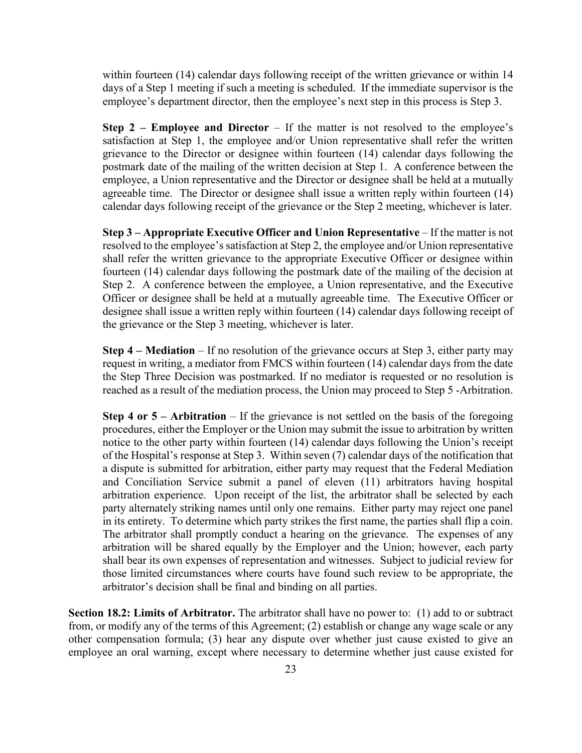within fourteen (14) calendar days following receipt of the written grievance or within 14 days of a Step 1 meeting if such a meeting is scheduled. If the immediate supervisor is the employee's department director, then the employee's next step in this process is Step 3.

**Step 2 – Employee and Director** – If the matter is not resolved to the employee's satisfaction at Step 1, the employee and/or Union representative shall refer the written grievance to the Director or designee within fourteen (14) calendar days following the postmark date of the mailing of the written decision at Step 1. A conference between the employee, a Union representative and the Director or designee shall be held at a mutually agreeable time. The Director or designee shall issue a written reply within fourteen (14) calendar days following receipt of the grievance or the Step 2 meeting, whichever is later.

**Step 3 – Appropriate Executive Officer and Union Representative** – If the matter is not resolved to the employee's satisfaction at Step 2, the employee and/or Union representative shall refer the written grievance to the appropriate Executive Officer or designee within fourteen (14) calendar days following the postmark date of the mailing of the decision at Step 2. A conference between the employee, a Union representative, and the Executive Officer or designee shall be held at a mutually agreeable time. The Executive Officer or designee shall issue a written reply within fourteen (14) calendar days following receipt of the grievance or the Step 3 meeting, whichever is later.

**Step 4 – Mediation** – If no resolution of the grievance occurs at Step 3, either party may request in writing, a mediator from FMCS within fourteen (14) calendar days from the date the Step Three Decision was postmarked. If no mediator is requested or no resolution is reached as a result of the mediation process, the Union may proceed to Step 5 -Arbitration.

**Step 4 or 5 – Arbitration** – If the grievance is not settled on the basis of the foregoing procedures, either the Employer or the Union may submit the issue to arbitration by written notice to the other party within fourteen (14) calendar days following the Union's receipt of the Hospital's response at Step 3. Within seven (7) calendar days of the notification that a dispute is submitted for arbitration, either party may request that the Federal Mediation and Conciliation Service submit a panel of eleven (11) arbitrators having hospital arbitration experience. Upon receipt of the list, the arbitrator shall be selected by each party alternately striking names until only one remains. Either party may reject one panel in its entirety. To determine which party strikes the first name, the parties shall flip a coin. The arbitrator shall promptly conduct a hearing on the grievance. The expenses of any arbitration will be shared equally by the Employer and the Union; however, each party shall bear its own expenses of representation and witnesses. Subject to judicial review for those limited circumstances where courts have found such review to be appropriate, the arbitrator's decision shall be final and binding on all parties.

**Section 18.2: Limits of Arbitrator.** The arbitrator shall have no power to: (1) add to or subtract from, or modify any of the terms of this Agreement; (2) establish or change any wage scale or any other compensation formula; (3) hear any dispute over whether just cause existed to give an employee an oral warning, except where necessary to determine whether just cause existed for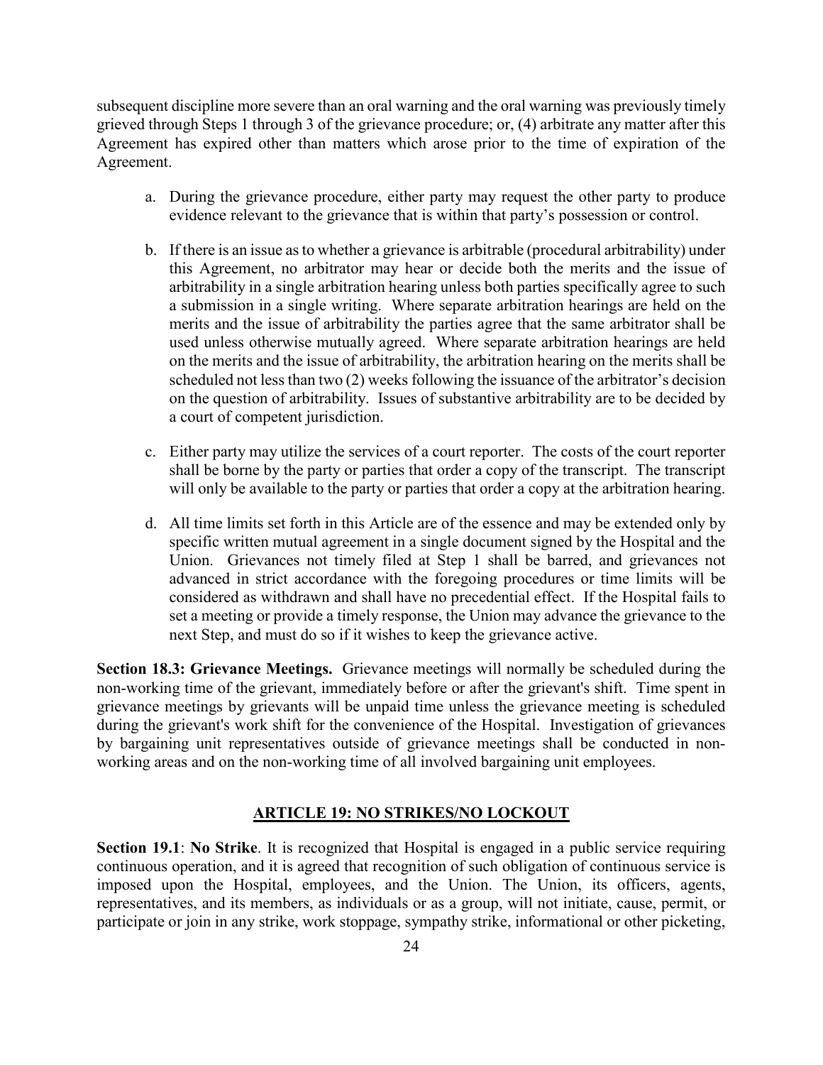subsequent discipline more severe than an oral warning and the oral warning was previously timely grieved through Steps 1 through 3 of the grievance procedure; or, (4) arbitrate any matter after this Agreement has expired other than matters which arose prior to the time of expiration of the Agreement.

a. During the grievance procedure, either party may request the other party to produce evidence relevant to the grievance that is within that party's possession or control.

b. If there is an issue as to whether a grievance is arbitrable (procedural arbitrability) under this Agreement, no arbitrator may hear or decide both the merits and the issue of arbitrability in a single arbitration hearing unless both parties specifically agree to such a submission in a single writing. Where separate arbitration hearings are held on the merits and the issue of arbitrability the parties agree that the same arbitrator shall be used unless otherwise mutually agreed. Where separate arbitration hearings are held on the merits and the issue of arbitrability, the arbitration hearing on the merits shall be scheduled not less than two (2) weeks following the issuance of the arbitrator's decision on the question of arbitrability. Issues of substantive arbitrability are to be decided by a court of competent jurisdiction.

c. Either party may utilize the services of a court reporter. The costs of the court reporter shall be borne by the party or parties that order a copy of the transcript. The transcript will only be available to the party or parties that order a copy at the arbitration hearing.

d. All time limits set forth in this Article are of the essence and may be extended only by specific written mutual agreement in a single document signed by the Hospital and the Union. Grievances not timely filed at Step 1 shall be barred, and grievances not advanced in strict accordance with the foregoing procedures or time limits will be considered as withdrawn and shall have no precedential effect. If the Hospital fails to set a meeting or provide a timely response, the Union may advance the grievance to the next Step, and must do so if it wishes to keep the grievance active.

**Section 18.3: Grievance Meetings.** Grievance meetings will normally be scheduled during the non-working time of the grievant, immediately before or after the grievant's shift. Time spent in grievance meetings by grievants will be unpaid time unless the grievance meeting is scheduled during the grievant's work shift for the convenience of the Hospital. Investigation of grievances by bargaining unit representatives outside of grievance meetings shall be conducted in non-working areas and on the non-working time of all involved bargaining unit employees.

## ARTICLE 19: NO STRIKES/NO LOCKOUT

**Section 19.1**: **No Strike**. It is recognized that Hospital is engaged in a public service requiring continuous operation, and it is agreed that recognition of such obligation of continuous service is imposed upon the Hospital, employees, and the Union. The Union, its officers, agents, representatives, and its members, as individuals or as a group, will not initiate, cause, permit, or participate or join in any strike, work stoppage, sympathy strike, informational or other picketing,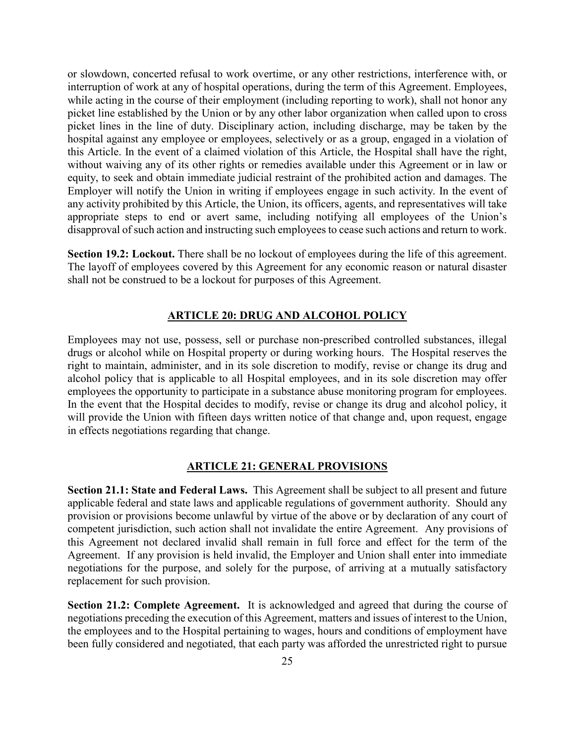or slowdown, concerted refusal to work overtime, or any other restrictions, interference with, or interruption of work at any of hospital operations, during the term of this Agreement. Employees, while acting in the course of their employment (including reporting to work), shall not honor any picket line established by the Union or by any other labor organization when called upon to cross picket lines in the line of duty. Disciplinary action, including discharge, may be taken by the hospital against any employee or employees, selectively or as a group, engaged in a violation of this Article. In the event of a claimed violation of this Article, the Hospital shall have the right, without waiving any of its other rights or remedies available under this Agreement or in law or equity, to seek and obtain immediate judicial restraint of the prohibited action and damages. The Employer will notify the Union in writing if employees engage in such activity. In the event of any activity prohibited by this Article, the Union, its officers, agents, and representatives will take appropriate steps to end or avert same, including notifying all employees of the Union's disapproval of such action and instructing such employees to cease such actions and return to work.

**Section 19.2: Lockout.** There shall be no lockout of employees during the life of this agreement. The layoff of employees covered by this Agreement for any economic reason or natural disaster shall not be construed to be a lockout for purposes of this Agreement.

## ARTICLE 20: DRUG AND ALCOHOL POLICY

Employees may not use, possess, sell or purchase non-prescribed controlled substances, illegal drugs or alcohol while on Hospital property or during working hours. The Hospital reserves the right to maintain, administer, and in its sole discretion to modify, revise or change its drug and alcohol policy that is applicable to all Hospital employees, and in its sole discretion may offer employees the opportunity to participate in a substance abuse monitoring program for employees. In the event that the Hospital decides to modify, revise or change its drug and alcohol policy, it will provide the Union with fifteen days written notice of that change and, upon request, engage in effects negotiations regarding that change.

## ARTICLE 21: GENERAL PROVISIONS

**Section 21.1: State and Federal Laws.** This Agreement shall be subject to all present and future applicable federal and state laws and applicable regulations of government authority. Should any provision or provisions become unlawful by virtue of the above or by declaration of any court of competent jurisdiction, such action shall not invalidate the entire Agreement. Any provisions of this Agreement not declared invalid shall remain in full force and effect for the term of the Agreement. If any provision is held invalid, the Employer and Union shall enter into immediate negotiations for the purpose, and solely for the purpose, of arriving at a mutually satisfactory replacement for such provision.

**Section 21.2: Complete Agreement.** It is acknowledged and agreed that during the course of negotiations preceding the execution of this Agreement, matters and issues of interest to the Union, the employees and to the Hospital pertaining to wages, hours and conditions of employment have been fully considered and negotiated, that each party was afforded the unrestricted right to pursue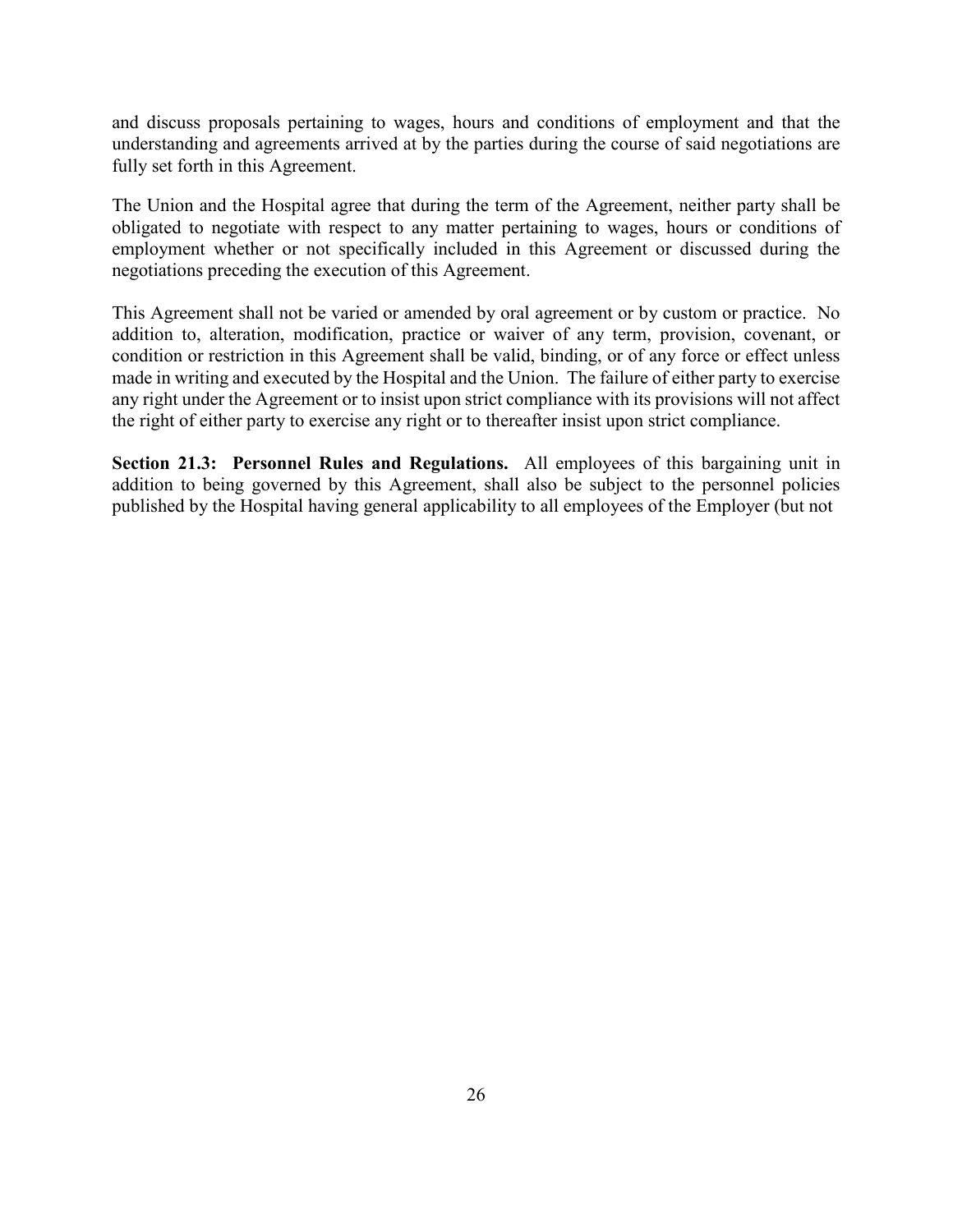and discuss proposals pertaining to wages, hours and conditions of employment and that the understanding and agreements arrived at by the parties during the course of said negotiations are fully set forth in this Agreement.

The Union and the Hospital agree that during the term of the Agreement, neither party shall be obligated to negotiate with respect to any matter pertaining to wages, hours or conditions of employment whether or not specifically included in this Agreement or discussed during the negotiations preceding the execution of this Agreement.

This Agreement shall not be varied or amended by oral agreement or by custom or practice. No addition to, alteration, modification, practice or waiver of any term, provision, covenant, or condition or restriction in this Agreement shall be valid, binding, or of any force or effect unless made in writing and executed by the Hospital and the Union. The failure of either party to exercise any right under the Agreement or to insist upon strict compliance with its provisions will not affect the right of either party to exercise any right or to thereafter insist upon strict compliance.

**Section 21.3: Personnel Rules and Regulations.** All employees of this bargaining unit in addition to being governed by this Agreement, shall also be subject to the personnel policies published by the Hospital having general applicability to all employees of the Employer (but not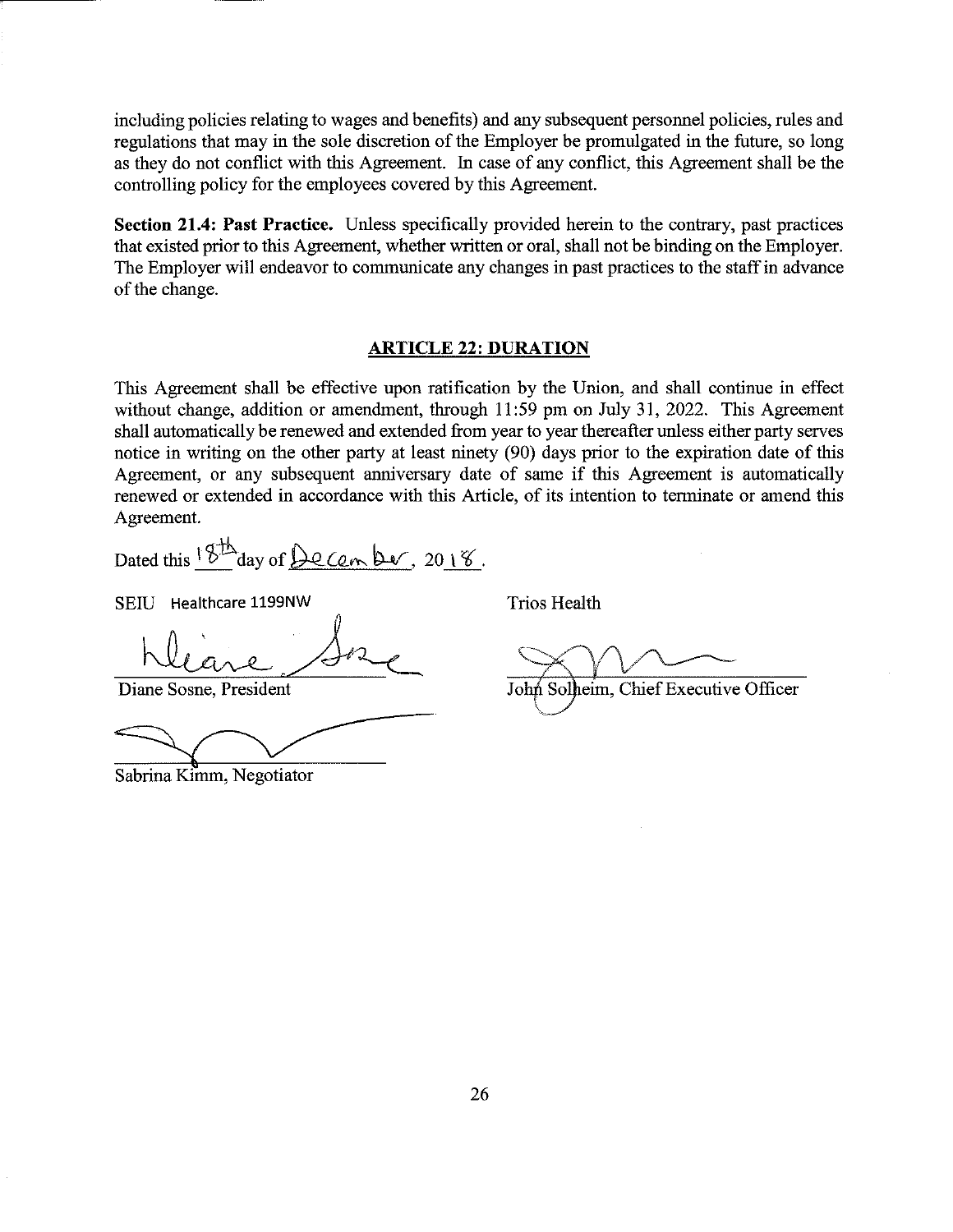including policies relating to wages and benefits) and any subsequent personnel policies, rules and regulations that may in the sole discretion of the Employer be promulgated in the future, so long as they do not conflict with this Agreement. In case of any conflict, this Agreement shall be the controlling policy for the employees covered by this Agreement.

**Section 21.4: Past Practice.** Unless specifically provided herein to the contrary, past practices that existed prior to this Agreement, whether written or oral, shall not be binding on the Employer. The Employer will endeavor to communicate any changes in past practices to the staff in advance of the change.

## ARTICLE 22: DURATION

This Agreement shall be effective upon ratification by the Union, and shall continue in effect without change, addition or amendment, through 11:59 pm on July 31, 2022. This Agreement shall automatically be renewed and extended from year to year thereafter unless either party serves notice in writing on the other party at least ninety (90) days prior to the expiration date of this Agreement, or any subsequent anniversary date of same if this Agreement is automatically renewed or extended in accordance with this Article, of its intention to terminate or amend this Agreement.

Dated this 18th day of December, 2018.

SEIU Healthcare 1199NW

Diane Sosne, President

Sabrina Kimm, Negotiator

Trios Health

John Solheim, Chief Executive Officer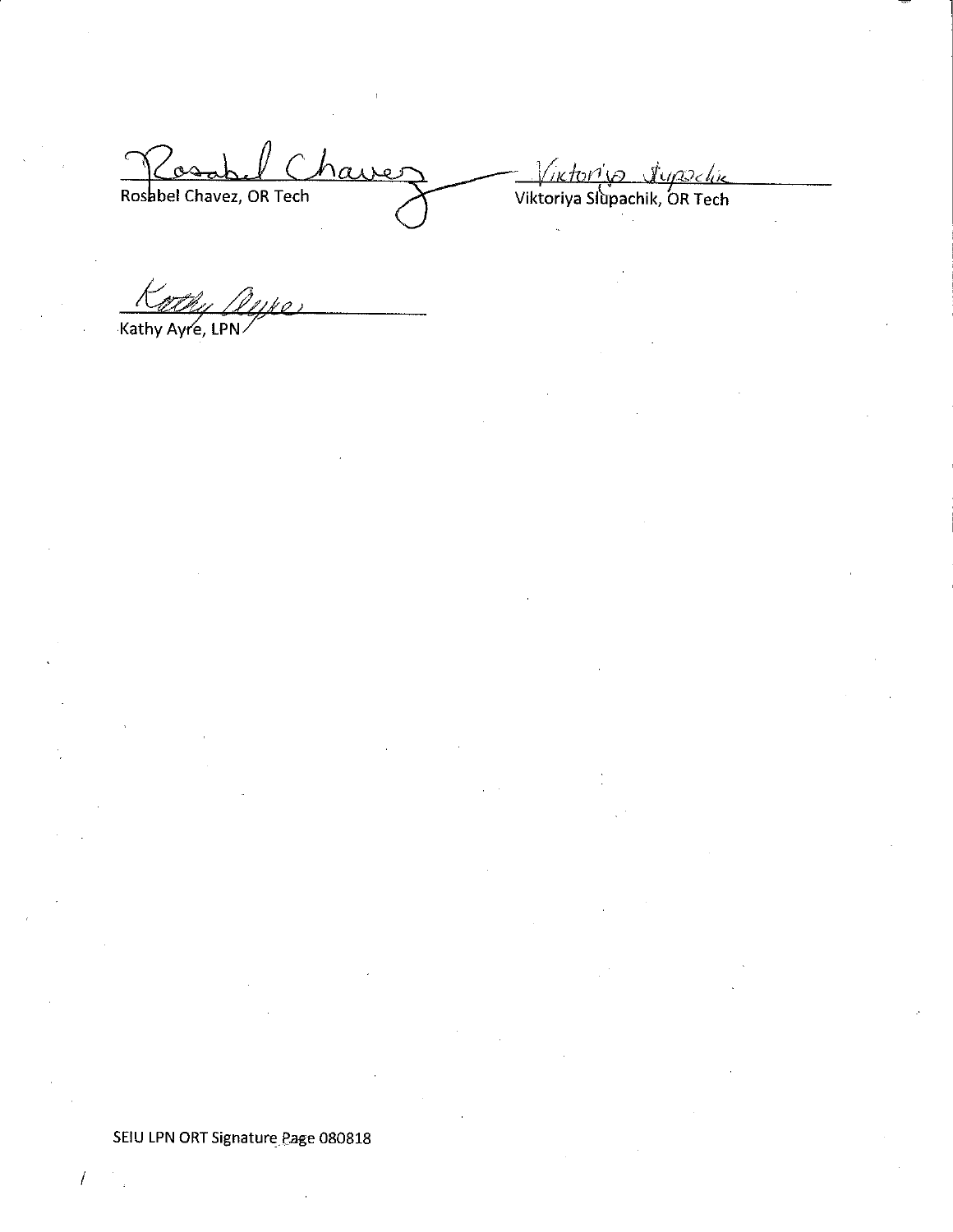Rosabel Chavez, OR Tech

Viktoriya Slupachik, OR Tech

Kathy Ayre, LPN

SEIU LPN ORT Signature Page 080818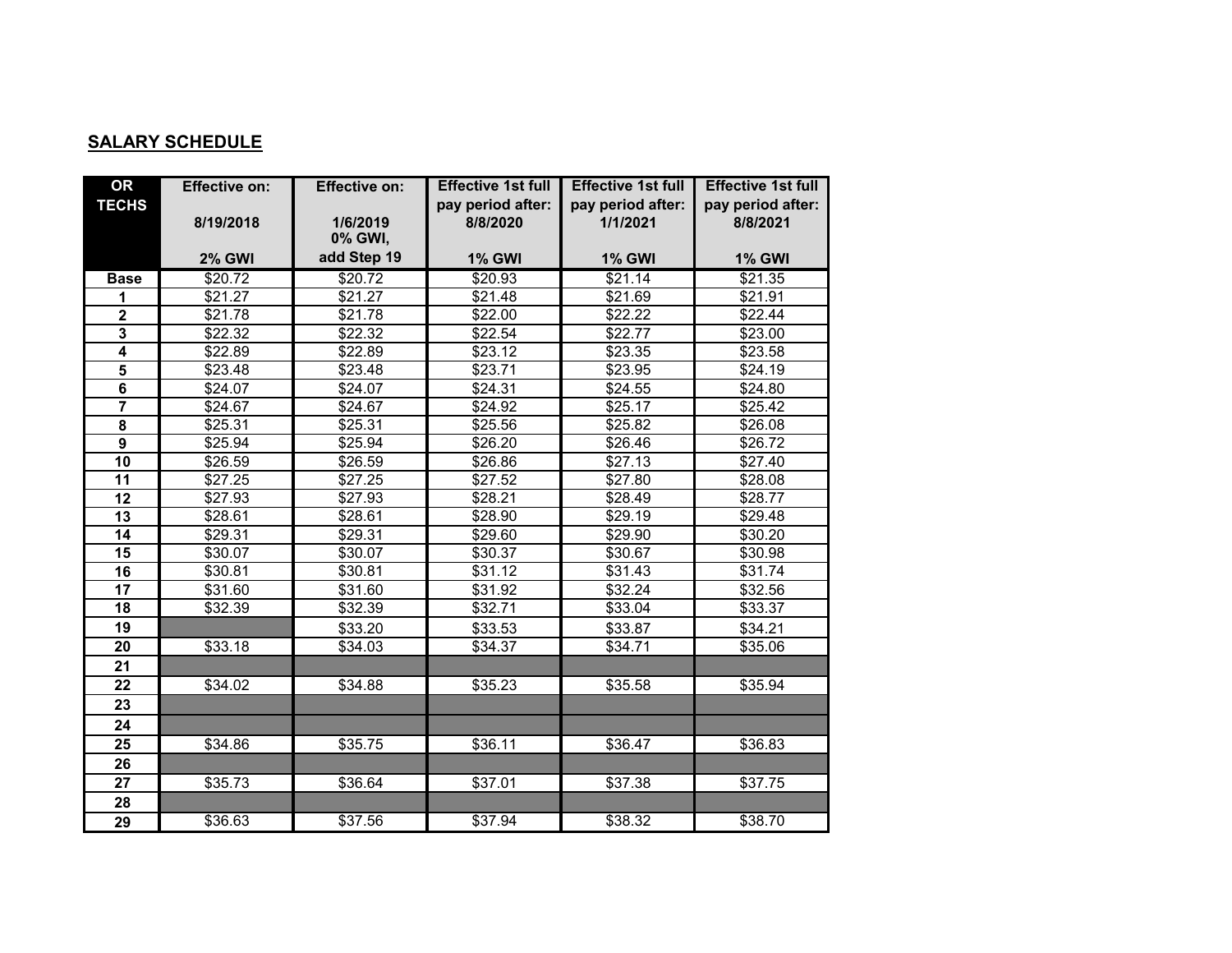## SALARY SCHEDULE

| OR TECHS | Effective on: 8/19/2018 2% GWI | Effective on: 1/6/2019 0% GWI, add Step 19 | Effective 1st full pay period after: 8/8/2020 1% GWI | Effective 1st full pay period after: 1/1/2021 1% GWI | Effective 1st full pay period after: 8/8/2021 1% GWI |
|---|---|---|---|---|---|
| Base | $20.72 | $20.72 | $20.93 | $21.14 | $21.35 |
| 1 | $21.27 | $21.27 | $21.48 | $21.69 | $21.91 |
| 2 | $21.78 | $21.78 | $22.00 | $22.22 | $22.44 |
| 3 | $22.32 | $22.32 | $22.54 | $22.77 | $23.00 |
| 4 | $22.89 | $22.89 | $23.12 | $23.35 | $23.58 |
| 5 | $23.48 | $23.48 | $23.71 | $23.95 | $24.19 |
| 6 | $24.07 | $24.07 | $24.31 | $24.55 | $24.80 |
| 7 | $24.67 | $24.67 | $24.92 | $25.17 | $25.42 |
| 8 | $25.31 | $25.31 | $25.56 | $25.82 | $26.08 |
| 9 | $25.94 | $25.94 | $26.20 | $26.46 | $26.72 |
| 10 | $26.59 | $26.59 | $26.86 | $27.13 | $27.40 |
| 11 | $27.25 | $27.25 | $27.52 | $27.80 | $28.08 |
| 12 | $27.93 | $27.93 | $28.21 | $28.49 | $28.77 |
| 13 | $28.61 | $28.61 | $28.90 | $29.19 | $29.48 |
| 14 | $29.31 | $29.31 | $29.60 | $29.90 | $30.20 |
| 15 | $30.07 | $30.07 | $30.37 | $30.67 | $30.98 |
| 16 | $30.81 | $30.81 | $31.12 | $31.43 | $31.74 |
| 17 | $31.60 | $31.60 | $31.92 | $32.24 | $32.56 |
| 18 | $32.39 | $32.39 | $32.71 | $33.04 | $33.37 |
| 19 | | $33.20 | $33.53 | $33.87 | $34.21 |
| 20 | $33.18 | $34.03 | $34.37 | $34.71 | $35.06 |
| 21 | | | | | |
| 22 | $34.02 | $34.88 | $35.23 | $35.58 | $35.94 |
| 23 | | | | | |
| 24 | | | | | |
| 25 | $34.86 | $35.75 | $36.11 | $36.47 | $36.83 |
| 26 | | | | | |
| 27 | $35.73 | $36.64 | $37.01 | $37.38 | $37.75 |
| 28 | | | | | |
| 29 | $36.63 | $37.56 | $37.94 | $38.32 | $38.70 |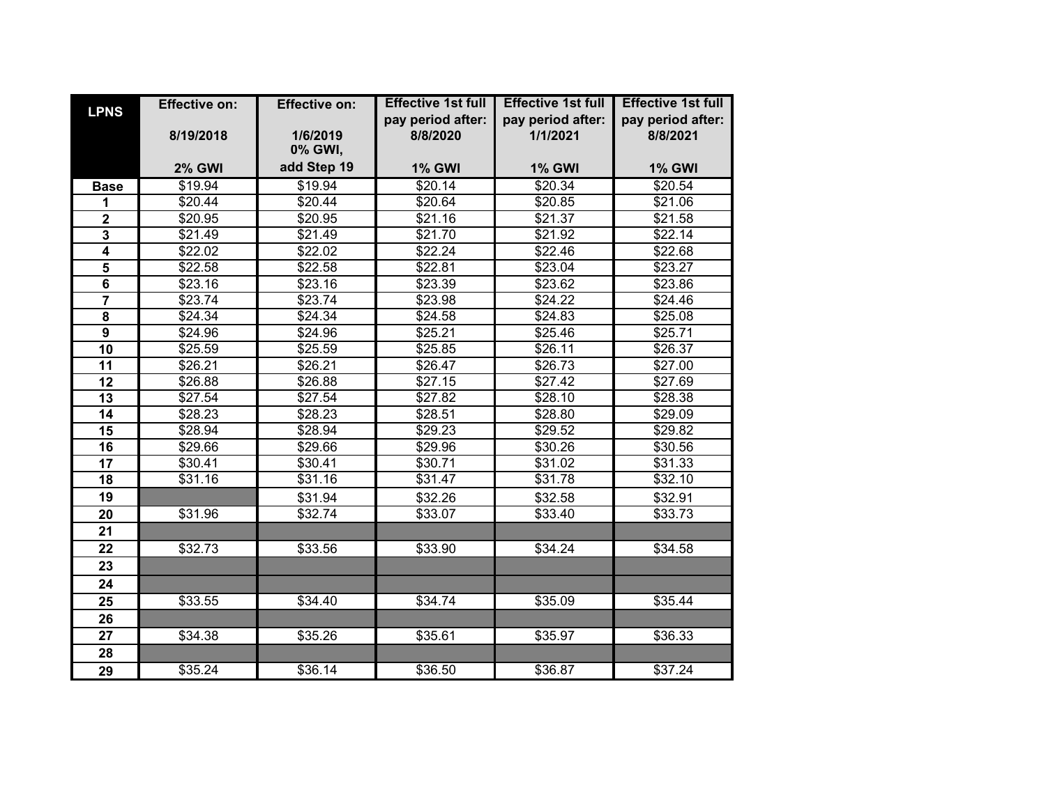| LPNS | Effective on: 8/19/2018 2% GWI | Effective on: 1/6/2019 0% GWI, add Step 19 | Effective 1st full pay period after: 8/8/2020 1% GWI | Effective 1st full pay period after: 1/1/2021 1% GWI | Effective 1st full pay period after: 8/8/2021 1% GWI |
|---|---|---|---|---|---|
| Base | $19.94 | $19.94 | $20.14 | $20.34 | $20.54 |
| 1 | $20.44 | $20.44 | $20.64 | $20.85 | $21.06 |
| 2 | $20.95 | $20.95 | $21.16 | $21.37 | $21.58 |
| 3 | $21.49 | $21.49 | $21.70 | $21.92 | $22.14 |
| 4 | $22.02 | $22.02 | $22.24 | $22.46 | $22.68 |
| 5 | $22.58 | $22.58 | $22.81 | $23.04 | $23.27 |
| 6 | $23.16 | $23.16 | $23.39 | $23.62 | $23.86 |
| 7 | $23.74 | $23.74 | $23.98 | $24.22 | $24.46 |
| 8 | $24.34 | $24.34 | $24.58 | $24.83 | $25.08 |
| 9 | $24.96 | $24.96 | $25.21 | $25.46 | $25.71 |
| 10 | $25.59 | $25.59 | $25.85 | $26.11 | $26.37 |
| 11 | $26.21 | $26.21 | $26.47 | $26.73 | $27.00 |
| 12 | $26.88 | $26.88 | $27.15 | $27.42 | $27.69 |
| 13 | $27.54 | $27.54 | $27.82 | $28.10 | $28.38 |
| 14 | $28.23 | $28.23 | $28.51 | $28.80 | $29.09 |
| 15 | $28.94 | $28.94 | $29.23 | $29.52 | $29.82 |
| 16 | $29.66 | $29.66 | $29.96 | $30.26 | $30.56 |
| 17 | $30.41 | $30.41 | $30.71 | $31.02 | $31.33 |
| 18 | $31.16 | $31.16 | $31.47 | $31.78 | $32.10 |
| 19 | | $31.94 | $32.26 | $32.58 | $32.91 |
| 20 | $31.96 | $32.74 | $33.07 | $33.40 | $33.73 |
| 21 | | | | | |
| 22 | $32.73 | $33.56 | $33.90 | $34.24 | $34.58 |
| 23 | | | | | |
| 24 | | | | | |
| 25 | $33.55 | $34.40 | $34.74 | $35.09 | $35.44 |
| 26 | | | | | |
| 27 | $34.38 | $35.26 | $35.61 | $35.97 | $36.33 |
| 28 | | | | | |
| 29 | $35.24 | $36.14 | $36.50 | $36.87 | $37.24 |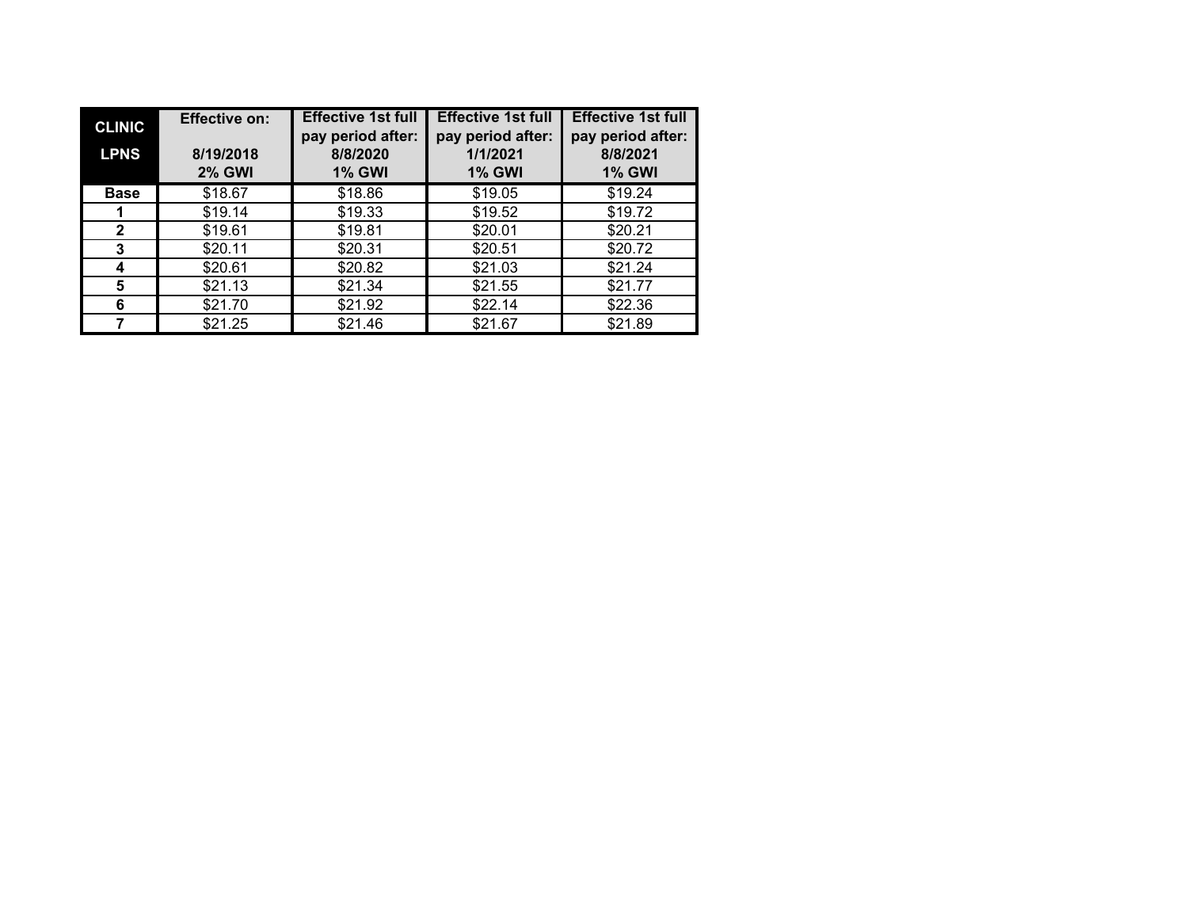| CLINIC LPNS | Effective on: 8/19/2018 2% GWI | Effective 1st full pay period after: 8/8/2020 1% GWI | Effective 1st full pay period after: 1/1/2021 1% GWI | Effective 1st full pay period after: 8/8/2021 1% GWI |
|---|---|---|---|---|
| **Base** | $18.67 | $18.86 | $19.05 | $19.24 |
| **1** | $19.14 | $19.33 | $19.52 | $19.72 |
| **2** | $19.61 | $19.81 | $20.01 | $20.21 |
| **3** | $20.11 | $20.31 | $20.51 | $20.72 |
| **4** | $20.61 | $20.82 | $21.03 | $21.24 |
| **5** | $21.13 | $21.34 | $21.55 | $21.77 |
| **6** | $21.70 | $21.92 | $22.14 | $22.36 |
| **7** | $21.25 | $21.46 | $21.67 | $21.89 |